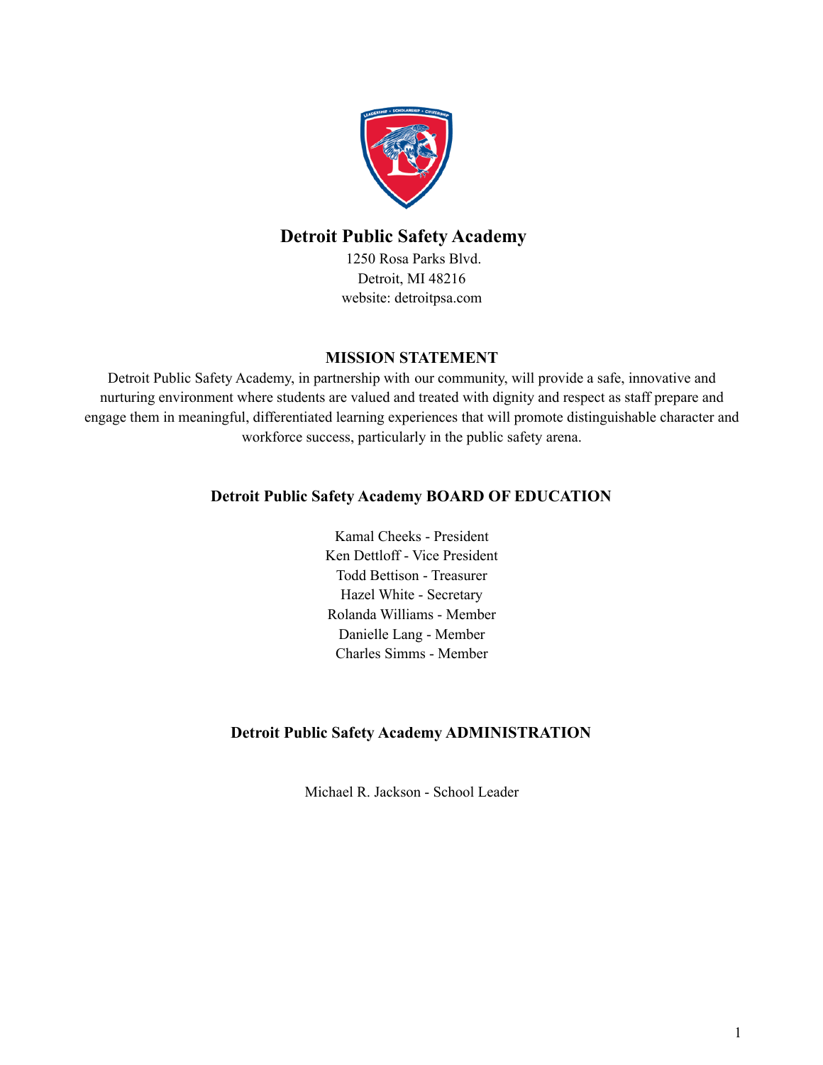# Detroit Public Safety Academy

1250 Rosa Parks Blvd.
Detroit, MI 48216
website: detroitpsa.com

## MISSION STATEMENT

Detroit Public Safety Academy, in partnership with our community, will provide a safe, innovative and nurturing environment where students are valued and treated with dignity and respect as staff prepare and engage them in meaningful, differentiated learning experiences that will promote distinguishable character and workforce success, particularly in the public safety arena.

## Detroit Public Safety Academy BOARD OF EDUCATION

Kamal Cheeks - President
Ken Dettloff - Vice President
Todd Bettison - Treasurer
Hazel White - Secretary
Rolanda Williams - Member
Danielle Lang - Member
Charles Simms - Member

## Detroit Public Safety Academy ADMINISTRATION

Michael R. Jackson - School Leader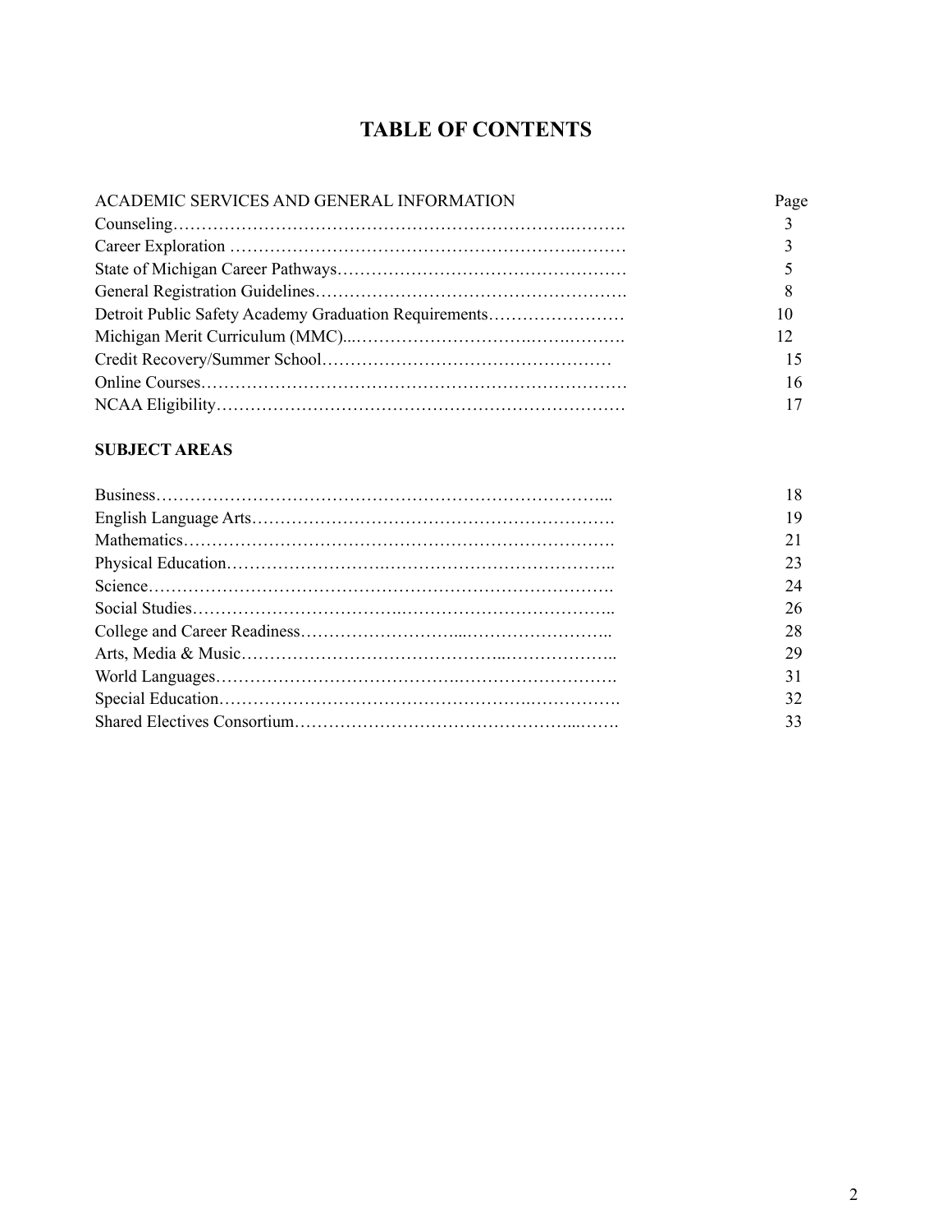# TABLE OF CONTENTS

| ACADEMIC SERVICES AND GENERAL INFORMATION | Page |
| --- | --- |
| Counseling | 3 |
| Career Exploration | 3 |
| State of Michigan Career Pathways | 5 |
| General Registration Guidelines | 8 |
| Detroit Public Safety Academy Graduation Requirements | 10 |
| Michigan Merit Curriculum (MMC) | 12 |
| Credit Recovery/Summer School | 15 |
| Online Courses | 16 |
| NCAA Eligibility | 17 |

**SUBJECT AREAS**

| | |
| --- | --- |
| Business | 18 |
| English Language Arts | 19 |
| Mathematics | 21 |
| Physical Education | 23 |
| Science | 24 |
| Social Studies | 26 |
| College and Career Readiness | 28 |
| Arts, Media & Music | 29 |
| World Languages | 31 |
| Special Education | 32 |
| Shared Electives Consortium | 33 |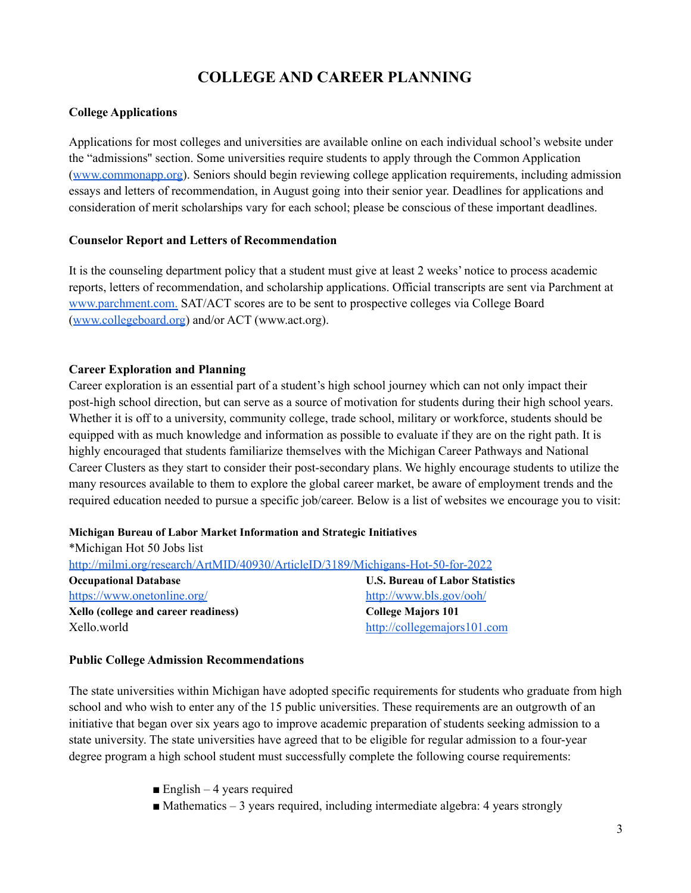# COLLEGE AND CAREER PLANNING

**College Applications**

Applications for most colleges and universities are available online on each individual school's website under the "admissions" section. Some universities require students to apply through the Common Application (www.commonapp.org). Seniors should begin reviewing college application requirements, including admission essays and letters of recommendation, in August going into their senior year. Deadlines for applications and consideration of merit scholarships vary for each school; please be conscious of these important deadlines.

**Counselor Report and Letters of Recommendation**

It is the counseling department policy that a student must give at least 2 weeks' notice to process academic reports, letters of recommendation, and scholarship applications. Official transcripts are sent via Parchment at www.parchment.com. SAT/ACT scores are to be sent to prospective colleges via College Board (www.collegeboard.org) and/or ACT (www.act.org).

**Career Exploration and Planning**

Career exploration is an essential part of a student's high school journey which can not only impact their post-high school direction, but can serve as a source of motivation for students during their high school years. Whether it is off to a university, community college, trade school, military or workforce, students should be equipped with as much knowledge and information as possible to evaluate if they are on the right path. It is highly encouraged that students familiarize themselves with the Michigan Career Pathways and National Career Clusters as they start to consider their post-secondary plans. We highly encourage students to utilize the many resources available to them to explore the global career market, be aware of employment trends and the required education needed to pursue a specific job/career. Below is a list of websites we encourage you to visit:

**Michigan Bureau of Labor Market Information and Strategic Initiatives**
*Michigan Hot 50 Jobs list
http://milmi.org/research/ArtMID/40930/ArticleID/3189/Michigans-Hot-50-for-2022

**Occupational Database**
https://www.onetonline.org/

**U.S. Bureau of Labor Statistics**
http://www.bls.gov/ooh/

**Xello (college and career readiness)**
Xello.world

**College Majors 101**
http://collegemajors101.com

**Public College Admission Recommendations**

The state universities within Michigan have adopted specific requirements for students who graduate from high school and who wish to enter any of the 15 public universities. These requirements are an outgrowth of an initiative that began over six years ago to improve academic preparation of students seeking admission to a state university. The state universities have agreed that to be eligible for regular admission to a four-year degree program a high school student must successfully complete the following course requirements:

- English – 4 years required
- Mathematics – 3 years required, including intermediate algebra: 4 years strongly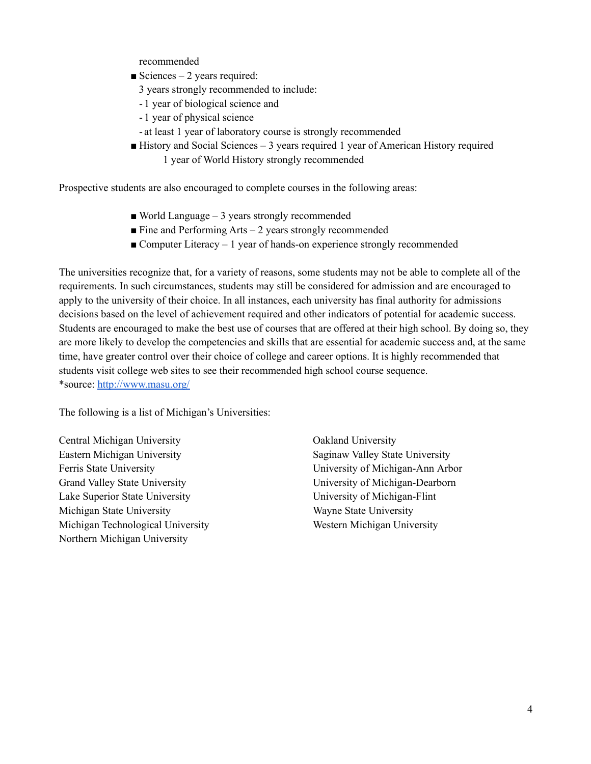recommended

- Sciences – 2 years required:
  3 years strongly recommended to include:
  - 1 year of biological science and
  - 1 year of physical science
  - at least 1 year of laboratory course is strongly recommended
- History and Social Sciences – 3 years required 1 year of American History required
  1 year of World History strongly recommended

Prospective students are also encouraged to complete courses in the following areas:

- World Language – 3 years strongly recommended
- Fine and Performing Arts – 2 years strongly recommended
- Computer Literacy – 1 year of hands-on experience strongly recommended

The universities recognize that, for a variety of reasons, some students may not be able to complete all of the requirements. In such circumstances, students may still be considered for admission and are encouraged to apply to the university of their choice. In all instances, each university has final authority for admissions decisions based on the level of achievement required and other indicators of potential for academic success. Students are encouraged to make the best use of courses that are offered at their high school. By doing so, they are more likely to develop the competencies and skills that are essential for academic success and, at the same time, have greater control over their choice of college and career options. It is highly recommended that students visit college web sites to see their recommended high school course sequence.
*source: [http://www.masu.org/](http://www.masu.org/)

The following is a list of Michigan's Universities:

Central Michigan University
Eastern Michigan University
Ferris State University
Grand Valley State University
Lake Superior State University
Michigan State University
Michigan Technological University
Northern Michigan University
Oakland University
Saginaw Valley State University
University of Michigan-Ann Arbor
University of Michigan-Dearborn
University of Michigan-Flint
Wayne State University
Western Michigan University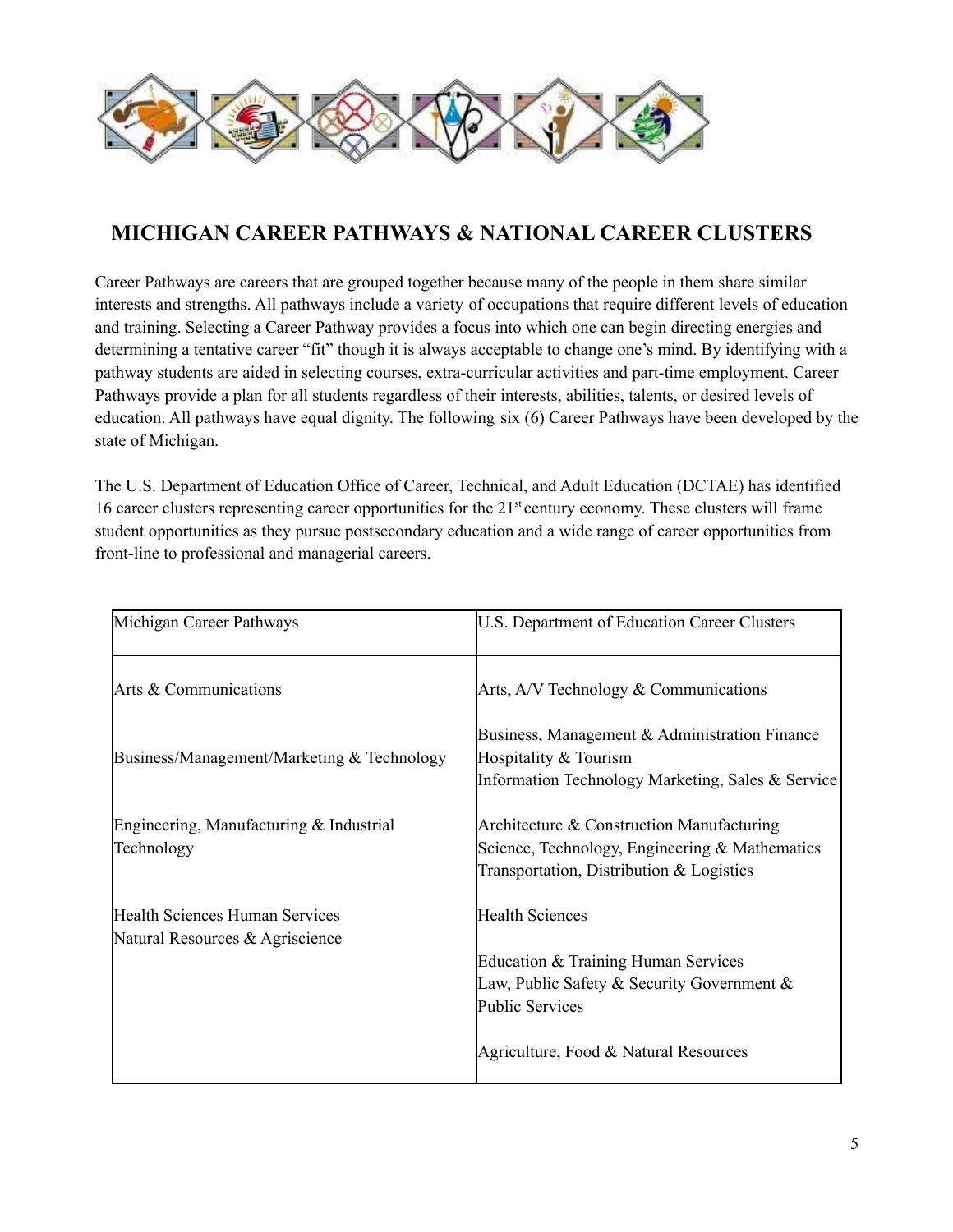## MICHIGAN CAREER PATHWAYS & NATIONAL CAREER CLUSTERS

Career Pathways are careers that are grouped together because many of the people in them share similar interests and strengths. All pathways include a variety of occupations that require different levels of education and training. Selecting a Career Pathway provides a focus into which one can begin directing energies and determining a tentative career "fit" though it is always acceptable to change one's mind. By identifying with a pathway students are aided in selecting courses, extra-curricular activities and part-time employment. Career Pathways provide a plan for all students regardless of their interests, abilities, talents, or desired levels of education. All pathways have equal dignity. The following six (6) Career Pathways have been developed by the state of Michigan.

The U.S. Department of Education Office of Career, Technical, and Adult Education (DCTAE) has identified 16 career clusters representing career opportunities for the 21st century economy. These clusters will frame student opportunities as they pursue postsecondary education and a wide range of career opportunities from front-line to professional and managerial careers.

| Michigan Career Pathways | U.S. Department of Education Career Clusters |
|---|---|
| Arts & Communications | Arts, A/V Technology & Communications |
| Business/Management/Marketing & Technology | Business, Management & Administration Finance<br>Hospitality & Tourism<br>Information Technology Marketing, Sales & Service |
| Engineering, Manufacturing & Industrial Technology | Architecture & Construction Manufacturing<br>Science, Technology, Engineering & Mathematics<br>Transportation, Distribution & Logistics |
| Health Sciences Human Services<br>Natural Resources & Agriscience | Health Sciences<br><br>Education & Training Human Services<br>Law, Public Safety & Security Government & Public Services<br><br>Agriculture, Food & Natural Resources |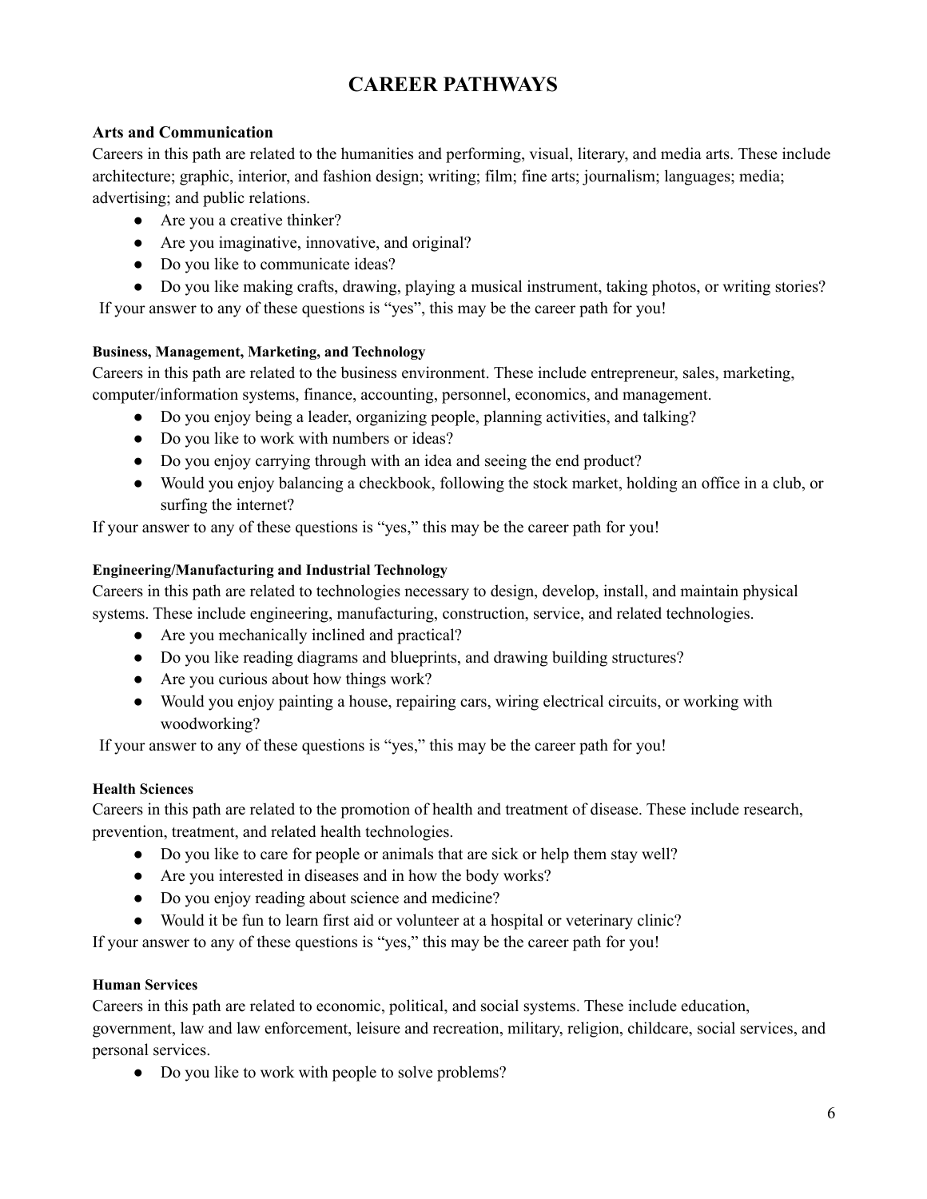# CAREER PATHWAYS

### Arts and Communication

Careers in this path are related to the humanities and performing, visual, literary, and media arts. These include architecture; graphic, interior, and fashion design; writing; film; fine arts; journalism; languages; media; advertising; and public relations.

- Are you a creative thinker?
- Are you imaginative, innovative, and original?
- Do you like to communicate ideas?
- Do you like making crafts, drawing, playing a musical instrument, taking photos, or writing stories?

If your answer to any of these questions is "yes", this may be the career path for you!

### Business, Management, Marketing, and Technology

Careers in this path are related to the business environment. These include entrepreneur, sales, marketing, computer/information systems, finance, accounting, personnel, economics, and management.

- Do you enjoy being a leader, organizing people, planning activities, and talking?
- Do you like to work with numbers or ideas?
- Do you enjoy carrying through with an idea and seeing the end product?
- Would you enjoy balancing a checkbook, following the stock market, holding an office in a club, or surfing the internet?

If your answer to any of these questions is "yes," this may be the career path for you!

### Engineering/Manufacturing and Industrial Technology

Careers in this path are related to technologies necessary to design, develop, install, and maintain physical systems. These include engineering, manufacturing, construction, service, and related technologies.

- Are you mechanically inclined and practical?
- Do you like reading diagrams and blueprints, and drawing building structures?
- Are you curious about how things work?
- Would you enjoy painting a house, repairing cars, wiring electrical circuits, or working with woodworking?

If your answer to any of these questions is "yes," this may be the career path for you!

### Health Sciences

Careers in this path are related to the promotion of health and treatment of disease. These include research, prevention, treatment, and related health technologies.

- Do you like to care for people or animals that are sick or help them stay well?
- Are you interested in diseases and in how the body works?
- Do you enjoy reading about science and medicine?
- Would it be fun to learn first aid or volunteer at a hospital or veterinary clinic?

If your answer to any of these questions is "yes," this may be the career path for you!

### Human Services

Careers in this path are related to economic, political, and social systems. These include education, government, law and law enforcement, leisure and recreation, military, religion, childcare, social services, and personal services.

- Do you like to work with people to solve problems?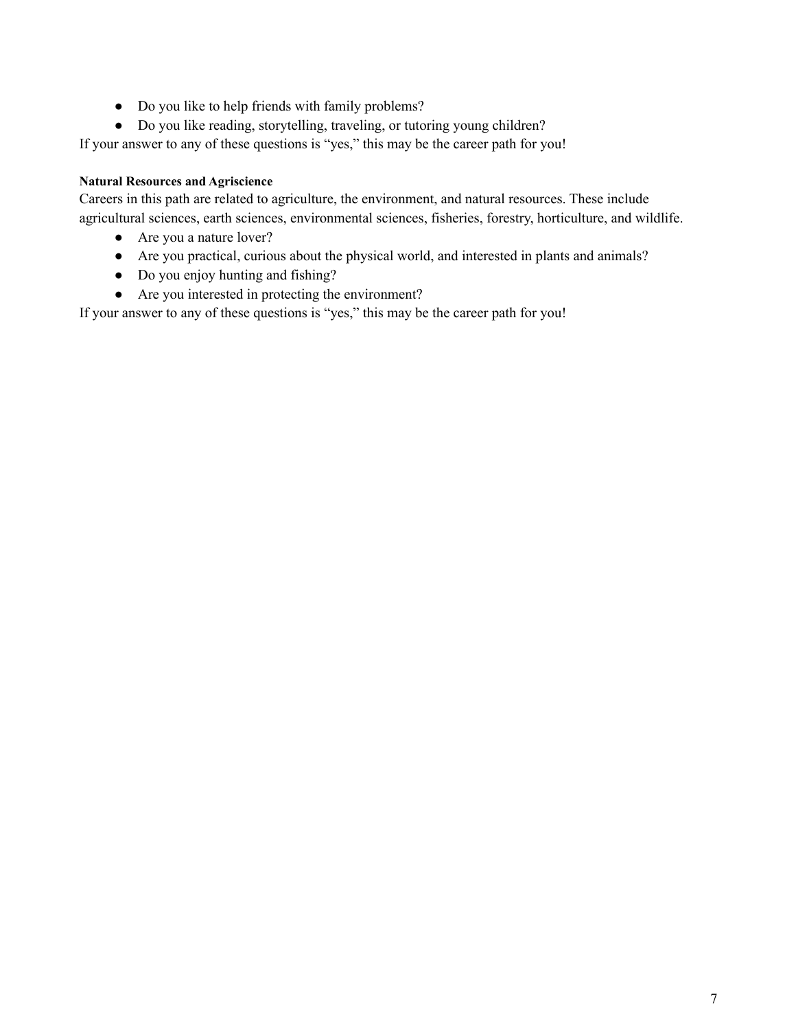- Do you like to help friends with family problems?
- Do you like reading, storytelling, traveling, or tutoring young children?

If your answer to any of these questions is "yes," this may be the career path for you!

**Natural Resources and Agriscience**

Careers in this path are related to agriculture, the environment, and natural resources. These include agricultural sciences, earth sciences, environmental sciences, fisheries, forestry, horticulture, and wildlife.

- Are you a nature lover?
- Are you practical, curious about the physical world, and interested in plants and animals?
- Do you enjoy hunting and fishing?
- Are you interested in protecting the environment?

If your answer to any of these questions is "yes," this may be the career path for you!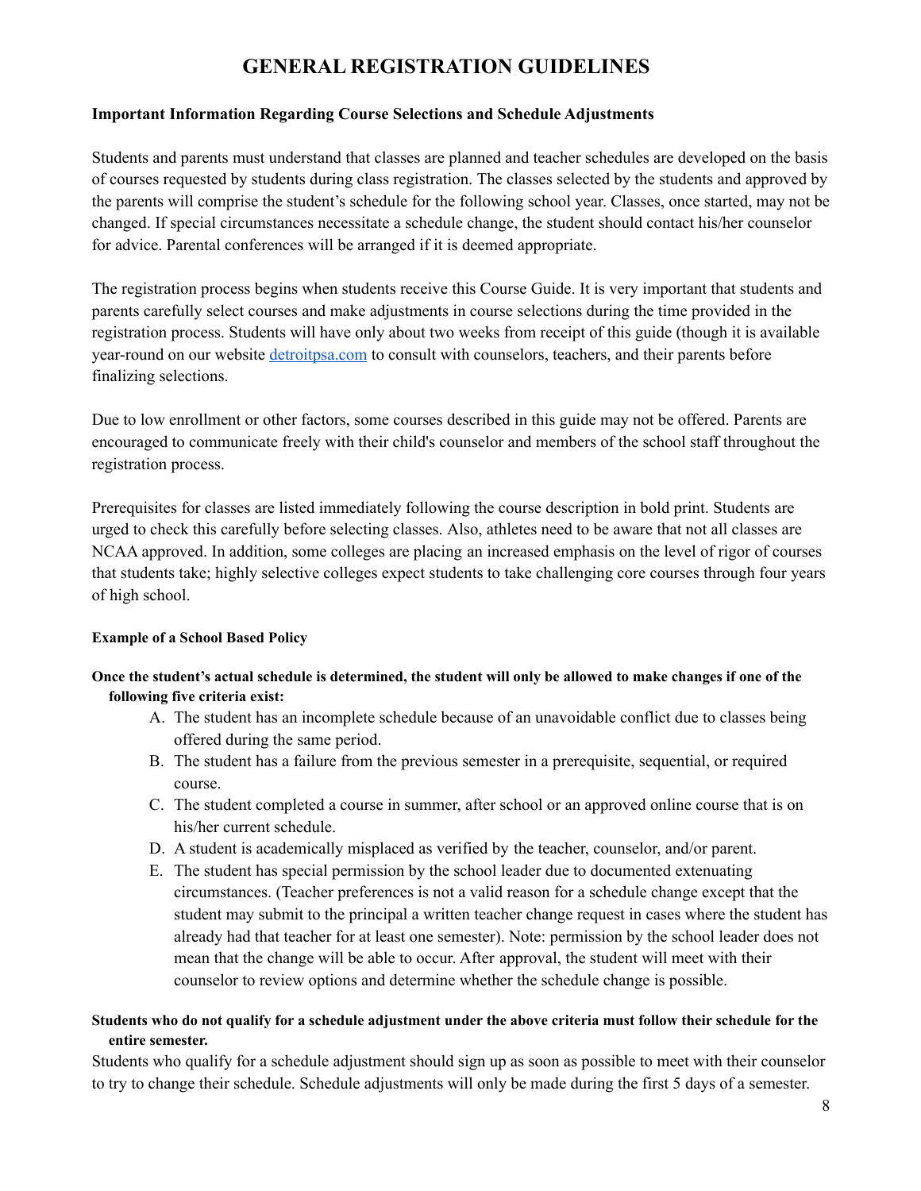# GENERAL REGISTRATION GUIDELINES

**Important Information Regarding Course Selections and Schedule Adjustments**

Students and parents must understand that classes are planned and teacher schedules are developed on the basis of courses requested by students during class registration. The classes selected by the students and approved by the parents will comprise the student's schedule for the following school year. Classes, once started, may not be changed. If special circumstances necessitate a schedule change, the student should contact his/her counselor for advice. Parental conferences will be arranged if it is deemed appropriate.

The registration process begins when students receive this Course Guide. It is very important that students and parents carefully select courses and make adjustments in course selections during the time provided in the registration process. Students will have only about two weeks from receipt of this guide (though it is available year-round on our website [detroitpsa.com](detroitpsa.com) to consult with counselors, teachers, and their parents before finalizing selections.

Due to low enrollment or other factors, some courses described in this guide may not be offered. Parents are encouraged to communicate freely with their child's counselor and members of the school staff throughout the registration process.

Prerequisites for classes are listed immediately following the course description in bold print. Students are urged to check this carefully before selecting classes. Also, athletes need to be aware that not all classes are NCAA approved. In addition, some colleges are placing an increased emphasis on the level of rigor of courses that students take; highly selective colleges expect students to take challenging core courses through four years of high school.

**Example of a School Based Policy**

**Once the student's actual schedule is determined, the student will only be allowed to make changes if one of the following five criteria exist:**

A. The student has an incomplete schedule because of an unavoidable conflict due to classes being offered during the same period.
B. The student has a failure from the previous semester in a prerequisite, sequential, or required course.
C. The student completed a course in summer, after school or an approved online course that is on his/her current schedule.
D. A student is academically misplaced as verified by the teacher, counselor, and/or parent.
E. The student has special permission by the school leader due to documented extenuating circumstances. (Teacher preferences is not a valid reason for a schedule change except that the student may submit to the principal a written teacher change request in cases where the student has already had that teacher for at least one semester). Note: permission by the school leader does not mean that the change will be able to occur. After approval, the student will meet with their counselor to review options and determine whether the schedule change is possible.

**Students who do not qualify for a schedule adjustment under the above criteria must follow their schedule for the entire semester.**

Students who qualify for a schedule adjustment should sign up as soon as possible to meet with their counselor to try to change their schedule. Schedule adjustments will only be made during the first 5 days of a semester.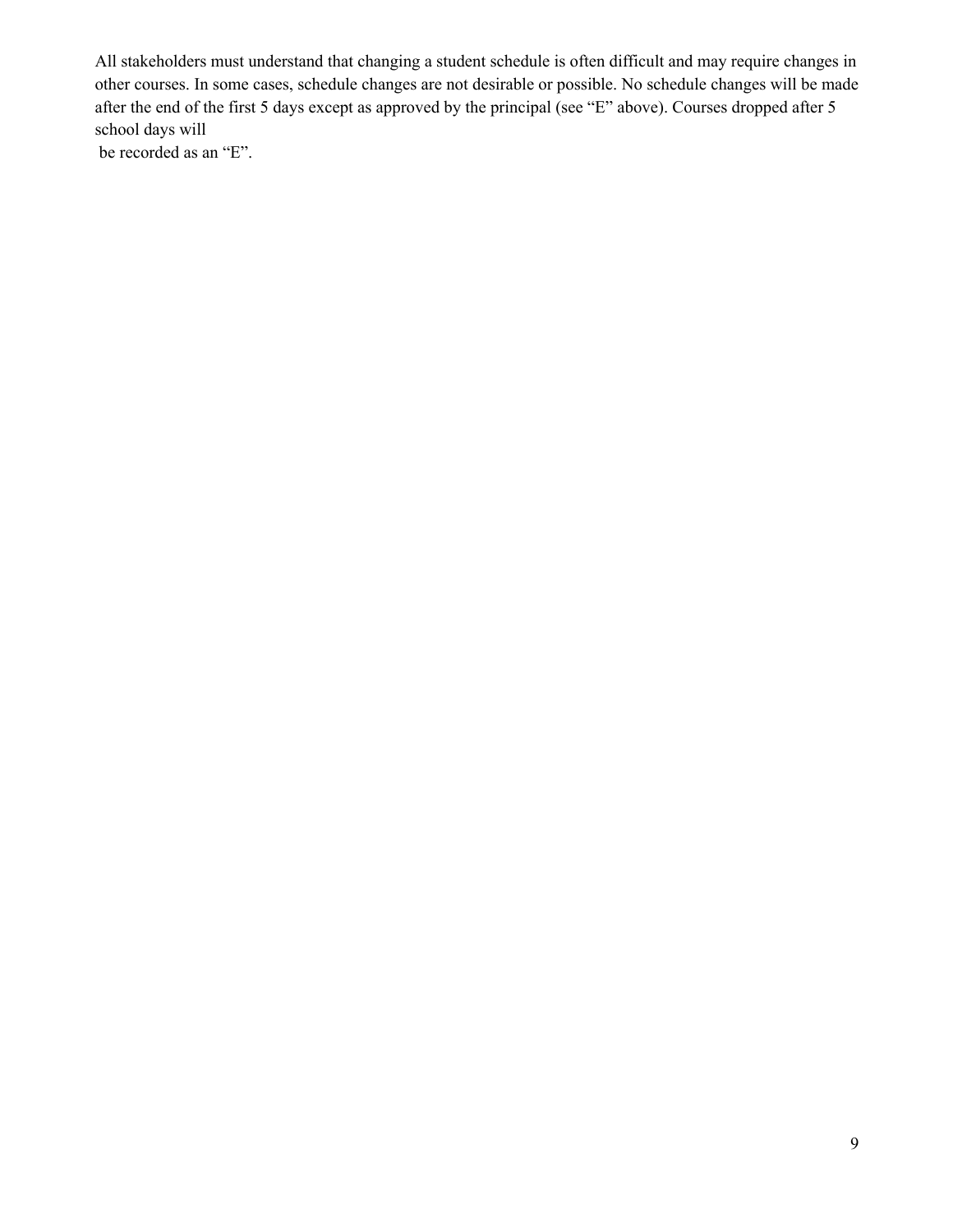All stakeholders must understand that changing a student schedule is often difficult and may require changes in other courses. In some cases, schedule changes are not desirable or possible. No schedule changes will be made after the end of the first 5 days except as approved by the principal (see "E" above). Courses dropped after 5 school days will be recorded as an "E".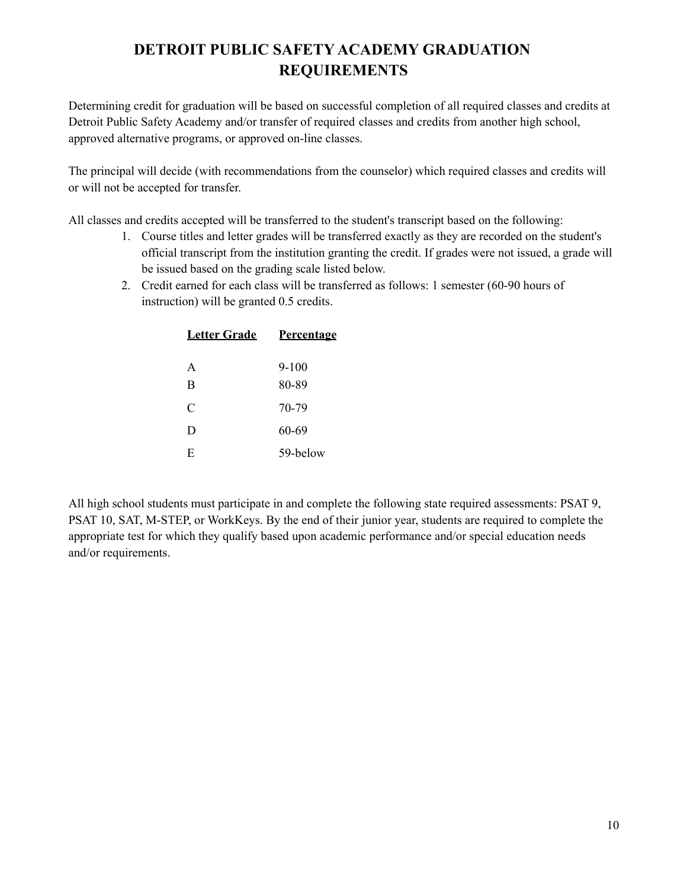# DETROIT PUBLIC SAFETY ACADEMY GRADUATION REQUIREMENTS

Determining credit for graduation will be based on successful completion of all required classes and credits at Detroit Public Safety Academy and/or transfer of required classes and credits from another high school, approved alternative programs, or approved on-line classes.

The principal will decide (with recommendations from the counselor) which required classes and credits will or will not be accepted for transfer.

All classes and credits accepted will be transferred to the student's transcript based on the following:

1. Course titles and letter grades will be transferred exactly as they are recorded on the student's official transcript from the institution granting the credit. If grades were not issued, a grade will be issued based on the grading scale listed below.
2. Credit earned for each class will be transferred as follows: 1 semester (60-90 hours of instruction) will be granted 0.5 credits.

| Letter Grade | Percentage |
|---|---|
| A | 9-100 |
| B | 80-89 |
| C | 70-79 |
| D | 60-69 |
| E | 59-below |

All high school students must participate in and complete the following state required assessments: PSAT 9, PSAT 10, SAT, M-STEP, or WorkKeys. By the end of their junior year, students are required to complete the appropriate test for which they qualify based upon academic performance and/or special education needs and/or requirements.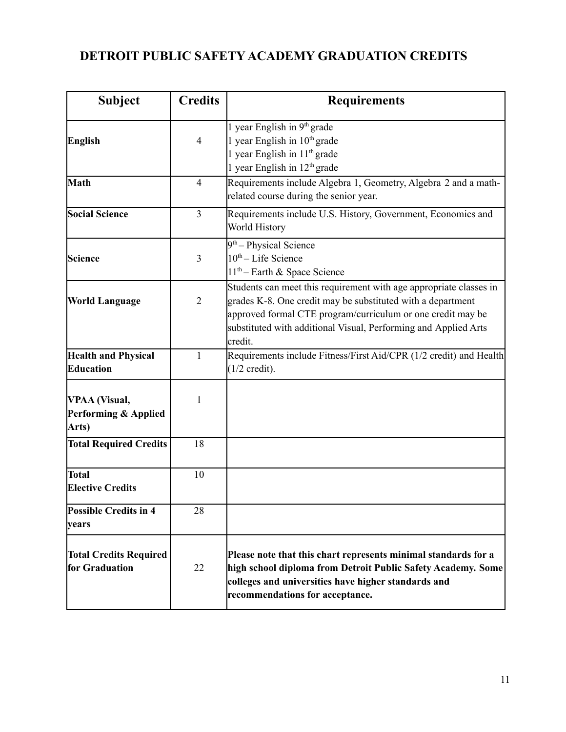# DETROIT PUBLIC SAFETY ACADEMY GRADUATION CREDITS

| Subject | Credits | Requirements |
|---|---|---|
| **English** | 4 | 1 year English in 9th grade<br>1 year English in 10th grade<br>1 year English in 11th grade<br>1 year English in 12th grade |
| **Math** | 4 | Requirements include Algebra 1, Geometry, Algebra 2 and a math-related course during the senior year. |
| **Social Science** | 3 | Requirements include U.S. History, Government, Economics and World History |
| **Science** | 3 | 9th – Physical Science<br>10th – Life Science<br>11th – Earth & Space Science |
| **World Language** | 2 | Students can meet this requirement with age appropriate classes in grades K-8. One credit may be substituted with a department approved formal CTE program/curriculum or one credit may be substituted with additional Visual, Performing and Applied Arts credit. |
| **Health and Physical Education** | 1 | Requirements include Fitness/First Aid/CPR (1/2 credit) and Health (1/2 credit). |
| **VPAA (Visual, Performing & Applied Arts)** | 1 | |
| **Total Required Credits** | 18 | |
| **Total Elective Credits** | 10 | |
| **Possible Credits in 4 years** | 28 | |
| **Total Credits Required for Graduation** | 22 | **Please note that this chart represents minimal standards for a high school diploma from Detroit Public Safety Academy. Some colleges and universities have higher standards and recommendations for acceptance.** |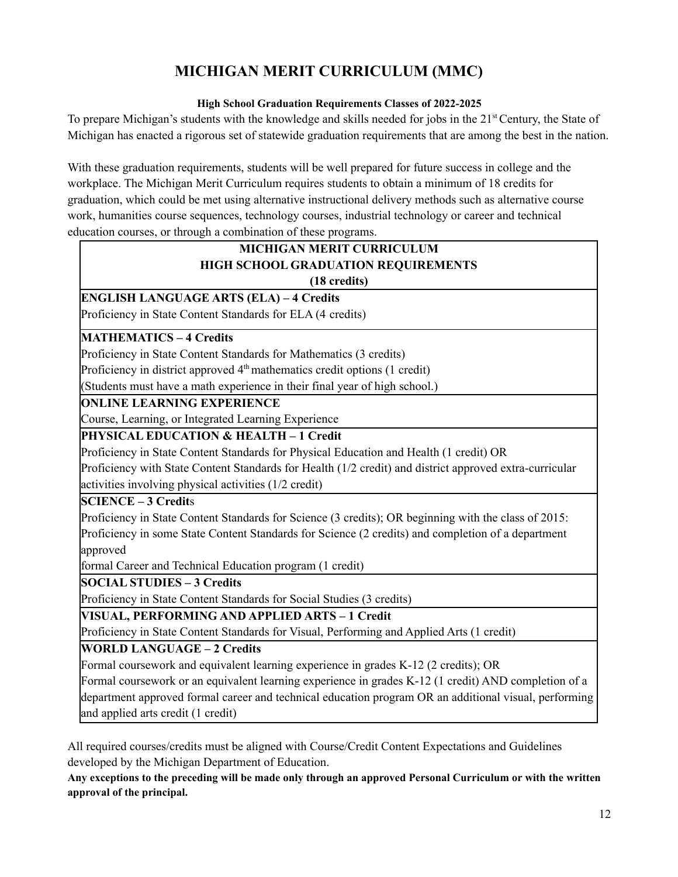# MICHIGAN MERIT CURRICULUM (MMC)

**High School Graduation Requirements Classes of 2022-2025**

To prepare Michigan's students with the knowledge and skills needed for jobs in the 21st Century, the State of Michigan has enacted a rigorous set of statewide graduation requirements that are among the best in the nation.

With these graduation requirements, students will be well prepared for future success in college and the workplace. The Michigan Merit Curriculum requires students to obtain a minimum of 18 credits for graduation, which could be met using alternative instructional delivery methods such as alternative course work, humanities course sequences, technology courses, industrial technology or career and technical education courses, or through a combination of these programs.

| **MICHIGAN MERIT CURRICULUM<br>HIGH SCHOOL GRADUATION REQUIREMENTS<br>(18 credits)** |
|---|
| **ENGLISH LANGUAGE ARTS (ELA) – 4 Credits**<br>Proficiency in State Content Standards for ELA (4 credits) |
| **MATHEMATICS – 4 Credits**<br>Proficiency in State Content Standards for Mathematics (3 credits)<br>Proficiency in district approved 4th mathematics credit options (1 credit)<br>(Students must have a math experience in their final year of high school.) |
| **ONLINE LEARNING EXPERIENCE**<br>Course, Learning, or Integrated Learning Experience |
| **PHYSICAL EDUCATION & HEALTH – 1 Credit**<br>Proficiency in State Content Standards for Physical Education and Health (1 credit) OR<br>Proficiency with State Content Standards for Health (1/2 credit) and district approved extra-curricular activities involving physical activities (1/2 credit) |
| **SCIENCE – 3 Credit**s<br>Proficiency in State Content Standards for Science (3 credits); OR beginning with the class of 2015:<br>Proficiency in some State Content Standards for Science (2 credits) and completion of a department approved<br>formal Career and Technical Education program (1 credit) |
| **SOCIAL STUDIES – 3 Credits**<br>Proficiency in State Content Standards for Social Studies (3 credits) |
| **VISUAL, PERFORMING AND APPLIED ARTS – 1 Credit**<br>Proficiency in State Content Standards for Visual, Performing and Applied Arts (1 credit) |
| **WORLD LANGUAGE – 2 Credits**<br>Formal coursework and equivalent learning experience in grades K-12 (2 credits); OR<br>Formal coursework or an equivalent learning experience in grades K-12 (1 credit) AND completion of a department approved formal career and technical education program OR an additional visual, performing and applied arts credit (1 credit) |

All required courses/credits must be aligned with Course/Credit Content Expectations and Guidelines developed by the Michigan Department of Education.

**Any exceptions to the preceding will be made only through an approved Personal Curriculum or with the written approval of the principal.**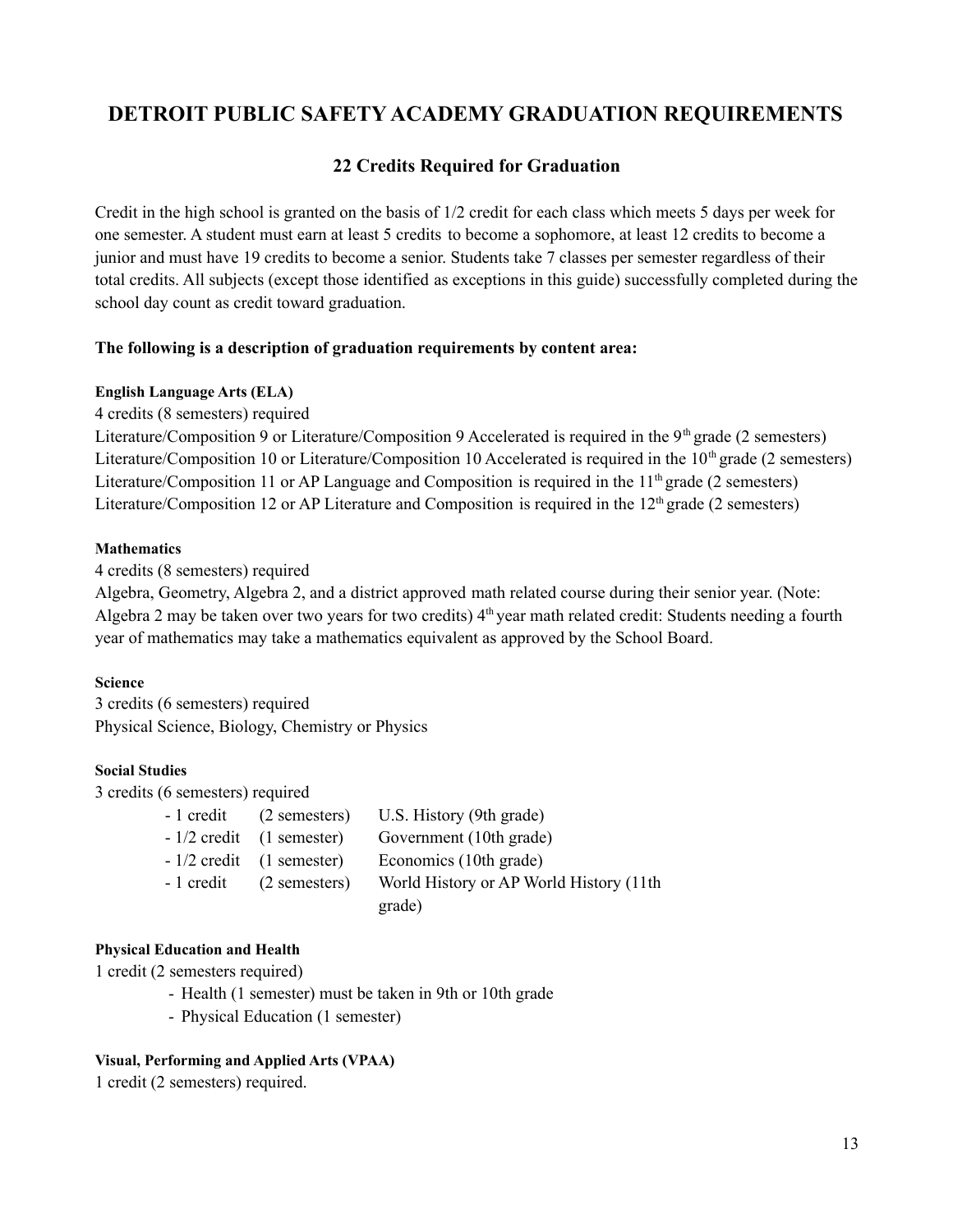# DETROIT PUBLIC SAFETY ACADEMY GRADUATION REQUIREMENTS

## 22 Credits Required for Graduation

Credit in the high school is granted on the basis of 1/2 credit for each class which meets 5 days per week for one semester. A student must earn at least 5 credits to become a sophomore, at least 12 credits to become a junior and must have 19 credits to become a senior. Students take 7 classes per semester regardless of their total credits. All subjects (except those identified as exceptions in this guide) successfully completed during the school day count as credit toward graduation.

**The following is a description of graduation requirements by content area:**

#### English Language Arts (ELA)

4 credits (8 semesters) required
Literature/Composition 9 or Literature/Composition 9 Accelerated is required in the 9th grade (2 semesters)
Literature/Composition 10 or Literature/Composition 10 Accelerated is required in the 10th grade (2 semesters)
Literature/Composition 11 or AP Language and Composition is required in the 11th grade (2 semesters)
Literature/Composition 12 or AP Literature and Composition is required in the 12th grade (2 semesters)

#### Mathematics

4 credits (8 semesters) required
Algebra, Geometry, Algebra 2, and a district approved math related course during their senior year. (Note: Algebra 2 may be taken over two years for two credits) 4th year math related credit: Students needing a fourth year of mathematics may take a mathematics equivalent as approved by the School Board.

#### Science

3 credits (6 semesters) required
Physical Science, Biology, Chemistry or Physics

#### Social Studies

3 credits (6 semesters) required

| | | |
|---|---|---|
| - 1 credit | (2 semesters) | U.S. History (9th grade) |
| - 1/2 credit | (1 semester) | Government (10th grade) |
| - 1/2 credit | (1 semester) | Economics (10th grade) |
| - 1 credit | (2 semesters) | World History or AP World History (11th grade) |

#### Physical Education and Health

1 credit (2 semesters required)

- Health (1 semester) must be taken in 9th or 10th grade
- Physical Education (1 semester)

#### Visual, Performing and Applied Arts (VPAA)

1 credit (2 semesters) required.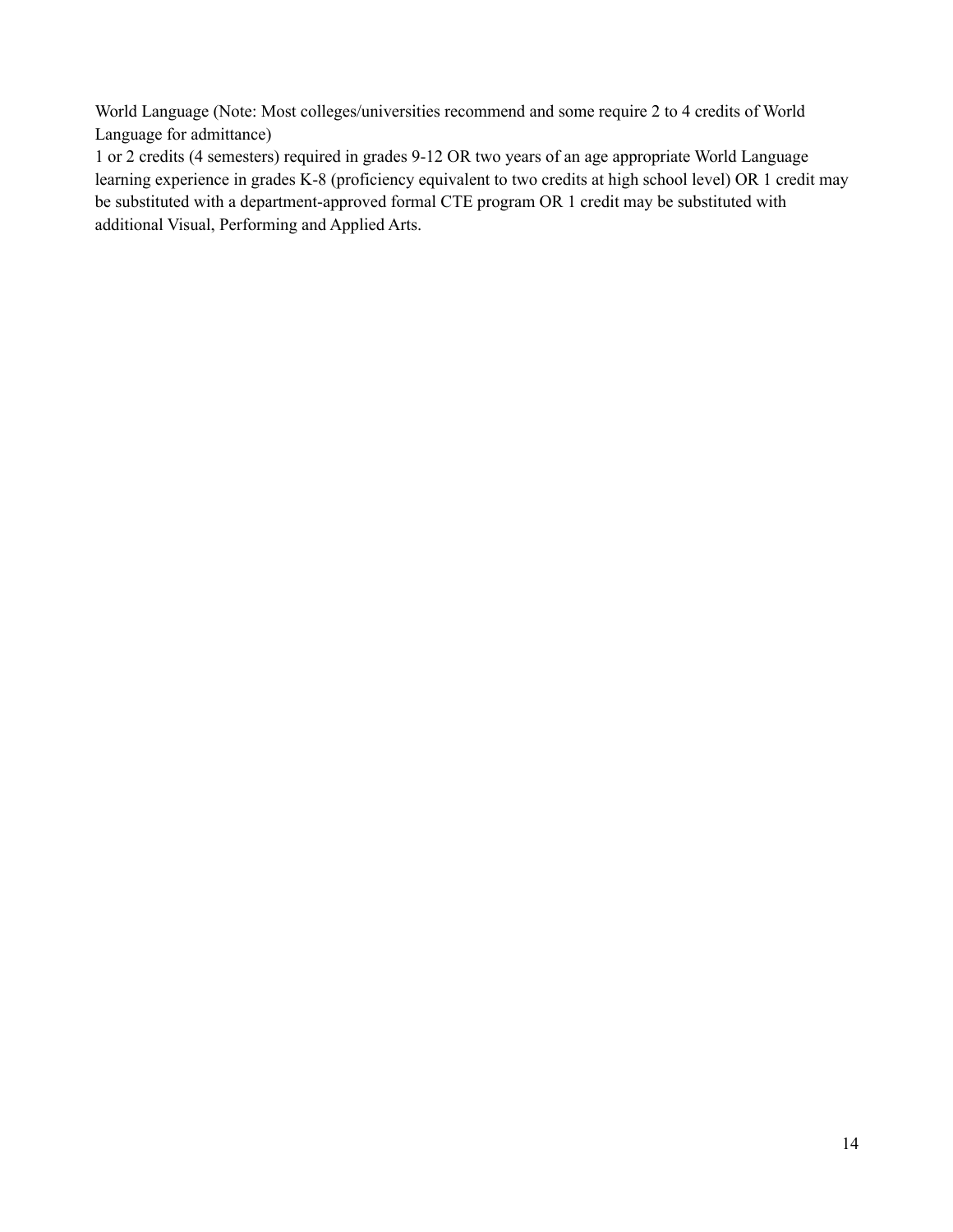World Language (Note: Most colleges/universities recommend and some require 2 to 4 credits of World Language for admittance)

1 or 2 credits (4 semesters) required in grades 9-12 OR two years of an age appropriate World Language learning experience in grades K-8 (proficiency equivalent to two credits at high school level) OR 1 credit may be substituted with a department-approved formal CTE program OR 1 credit may be substituted with additional Visual, Performing and Applied Arts.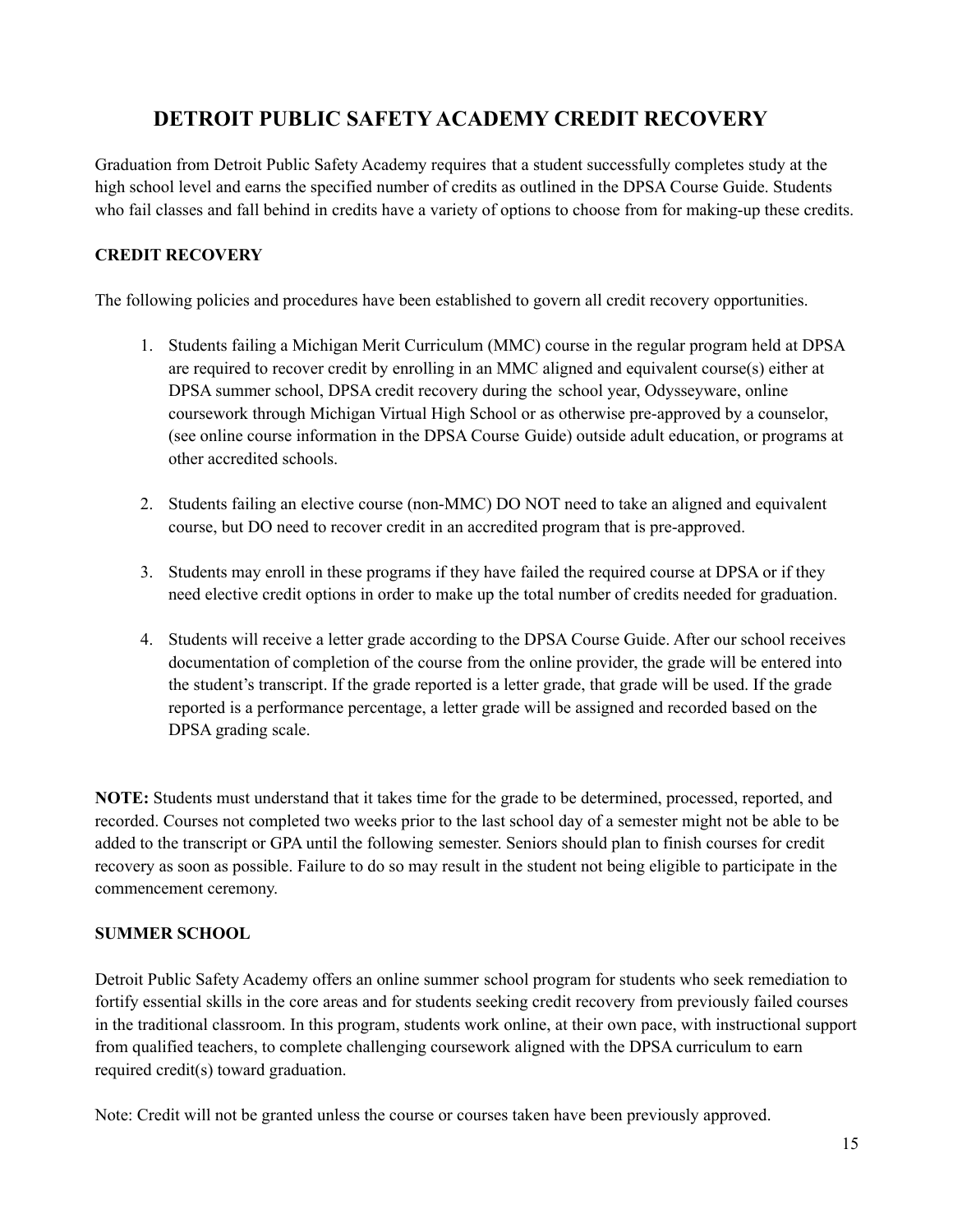# DETROIT PUBLIC SAFETY ACADEMY CREDIT RECOVERY

Graduation from Detroit Public Safety Academy requires that a student successfully completes study at the high school level and earns the specified number of credits as outlined in the DPSA Course Guide. Students who fail classes and fall behind in credits have a variety of options to choose from for making-up these credits.

## CREDIT RECOVERY

The following policies and procedures have been established to govern all credit recovery opportunities.

1. Students failing a Michigan Merit Curriculum (MMC) course in the regular program held at DPSA are required to recover credit by enrolling in an MMC aligned and equivalent course(s) either at DPSA summer school, DPSA credit recovery during the school year, Odysseyware, online coursework through Michigan Virtual High School or as otherwise pre-approved by a counselor, (see online course information in the DPSA Course Guide) outside adult education, or programs at other accredited schools.

2. Students failing an elective course (non-MMC) DO NOT need to take an aligned and equivalent course, but DO need to recover credit in an accredited program that is pre-approved.

3. Students may enroll in these programs if they have failed the required course at DPSA or if they need elective credit options in order to make up the total number of credits needed for graduation.

4. Students will receive a letter grade according to the DPSA Course Guide. After our school receives documentation of completion of the course from the online provider, the grade will be entered into the student's transcript. If the grade reported is a letter grade, that grade will be used. If the grade reported is a performance percentage, a letter grade will be assigned and recorded based on the DPSA grading scale.

**NOTE:** Students must understand that it takes time for the grade to be determined, processed, reported, and recorded. Courses not completed two weeks prior to the last school day of a semester might not be able to be added to the transcript or GPA until the following semester. Seniors should plan to finish courses for credit recovery as soon as possible. Failure to do so may result in the student not being eligible to participate in the commencement ceremony.

## SUMMER SCHOOL

Detroit Public Safety Academy offers an online summer school program for students who seek remediation to fortify essential skills in the core areas and for students seeking credit recovery from previously failed courses in the traditional classroom. In this program, students work online, at their own pace, with instructional support from qualified teachers, to complete challenging coursework aligned with the DPSA curriculum to earn required credit(s) toward graduation.

Note: Credit will not be granted unless the course or courses taken have been previously approved.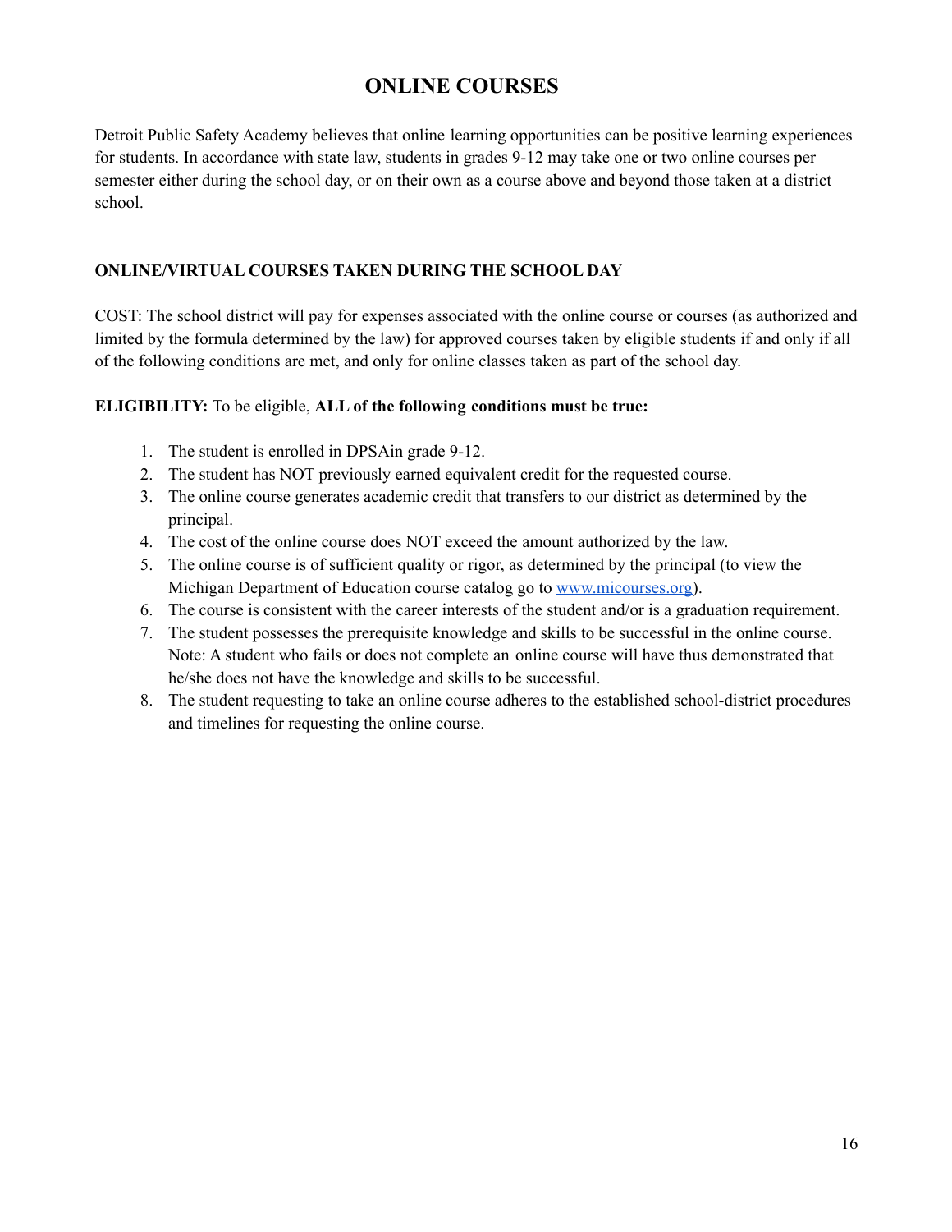# ONLINE COURSES

Detroit Public Safety Academy believes that online learning opportunities can be positive learning experiences for students. In accordance with state law, students in grades 9-12 may take one or two online courses per semester either during the school day, or on their own as a course above and beyond those taken at a district school.

### ONLINE/VIRTUAL COURSES TAKEN DURING THE SCHOOL DAY

COST: The school district will pay for expenses associated with the online course or courses (as authorized and limited by the formula determined by the law) for approved courses taken by eligible students if and only if all of the following conditions are met, and only for online classes taken as part of the school day.

**ELIGIBILITY:** To be eligible, **ALL of the following conditions must be true:**

1. The student is enrolled in DPSAin grade 9-12.
2. The student has NOT previously earned equivalent credit for the requested course.
3. The online course generates academic credit that transfers to our district as determined by the principal.
4. The cost of the online course does NOT exceed the amount authorized by the law.
5. The online course is of sufficient quality or rigor, as determined by the principal (to view the Michigan Department of Education course catalog go to [www.micourses.org](http://www.micourses.org)).
6. The course is consistent with the career interests of the student and/or is a graduation requirement.
7. The student possesses the prerequisite knowledge and skills to be successful in the online course. Note: A student who fails or does not complete an online course will have thus demonstrated that he/she does not have the knowledge and skills to be successful.
8. The student requesting to take an online course adheres to the established school-district procedures and timelines for requesting the online course.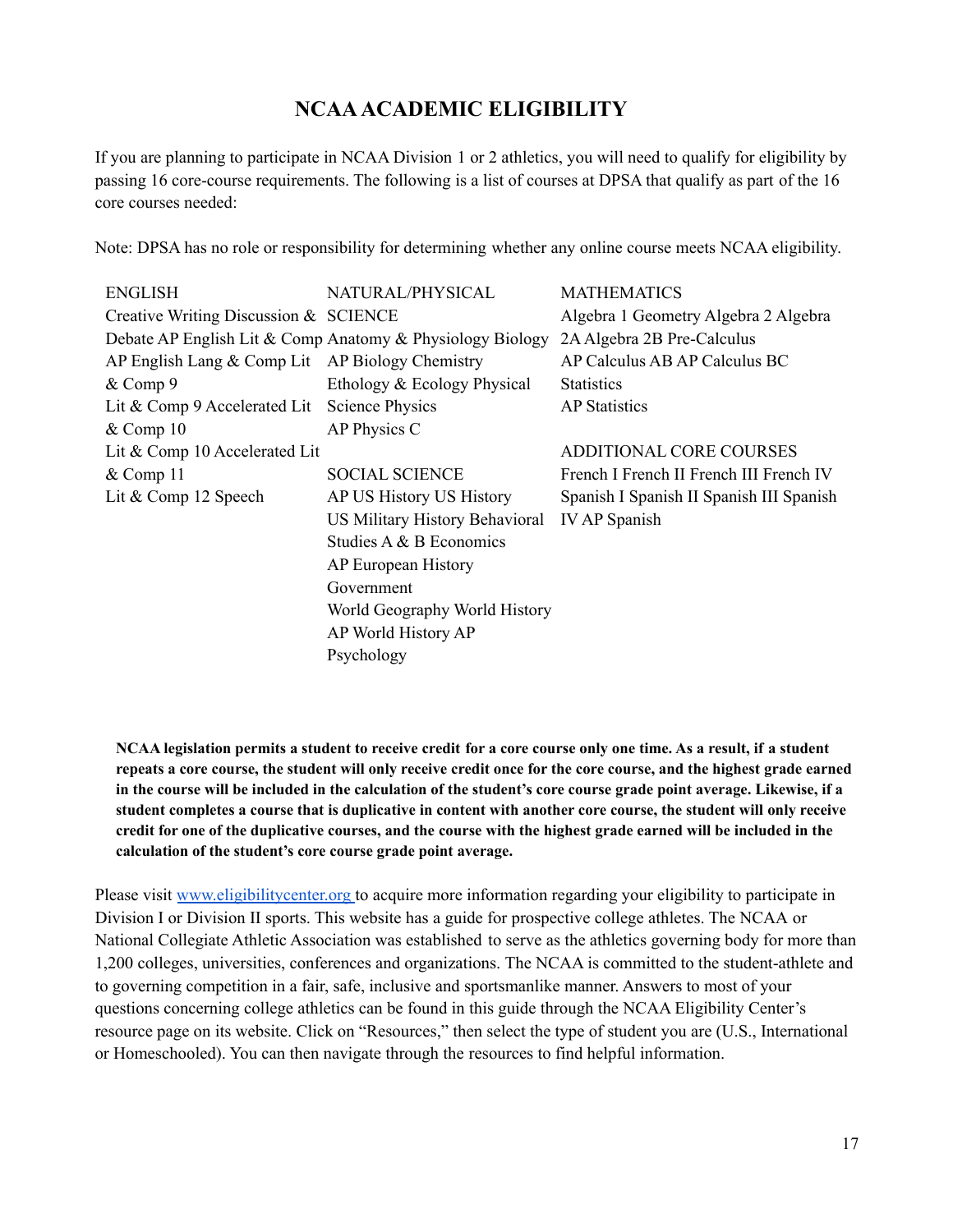# NCAA ACADEMIC ELIGIBILITY

If you are planning to participate in NCAA Division 1 or 2 athletics, you will need to qualify for eligibility by passing 16 core-course requirements. The following is a list of courses at DPSA that qualify as part of the 16 core courses needed:

Note: DPSA has no role or responsibility for determining whether any online course meets NCAA eligibility.

ENGLISH
Creative Writing Discussion & Debate AP English Lit & Comp AP English Lang & Comp Lit & Comp 9
Lit & Comp 9 Accelerated Lit & Comp 10
Lit & Comp 10 Accelerated Lit & Comp 11
Lit & Comp 12 Speech

NATURAL/PHYSICAL SCIENCE
Anatomy & Physiology Biology AP Biology Chemistry
Ethology & Ecology Physical Science Physics
AP Physics C

SOCIAL SCIENCE
AP US History US History
US Military History Behavioral Studies A & B Economics
AP European History
Government
World Geography World History
AP World History AP Psychology

MATHEMATICS
Algebra 1 Geometry Algebra 2 Algebra 2A Algebra 2B Pre-Calculus
AP Calculus AB AP Calculus BC
Statistics
AP Statistics

ADDITIONAL CORE COURSES
French I French II French III French IV
Spanish I Spanish II Spanish III Spanish IV AP Spanish

**NCAA legislation permits a student to receive credit for a core course only one time. As a result, if a student repeats a core course, the student will only receive credit once for the core course, and the highest grade earned in the course will be included in the calculation of the student's core course grade point average. Likewise, if a student completes a course that is duplicative in content with another core course, the student will only receive credit for one of the duplicative courses, and the course with the highest grade earned will be included in the calculation of the student's core course grade point average.**

Please visit www.eligibilitycenter.org to acquire more information regarding your eligibility to participate in Division I or Division II sports. This website has a guide for prospective college athletes. The NCAA or National Collegiate Athletic Association was established to serve as the athletics governing body for more than 1,200 colleges, universities, conferences and organizations. The NCAA is committed to the student-athlete and to governing competition in a fair, safe, inclusive and sportsmanlike manner. Answers to most of your questions concerning college athletics can be found in this guide through the NCAA Eligibility Center's resource page on its website. Click on "Resources," then select the type of student you are (U.S., International or Homeschooled). You can then navigate through the resources to find helpful information.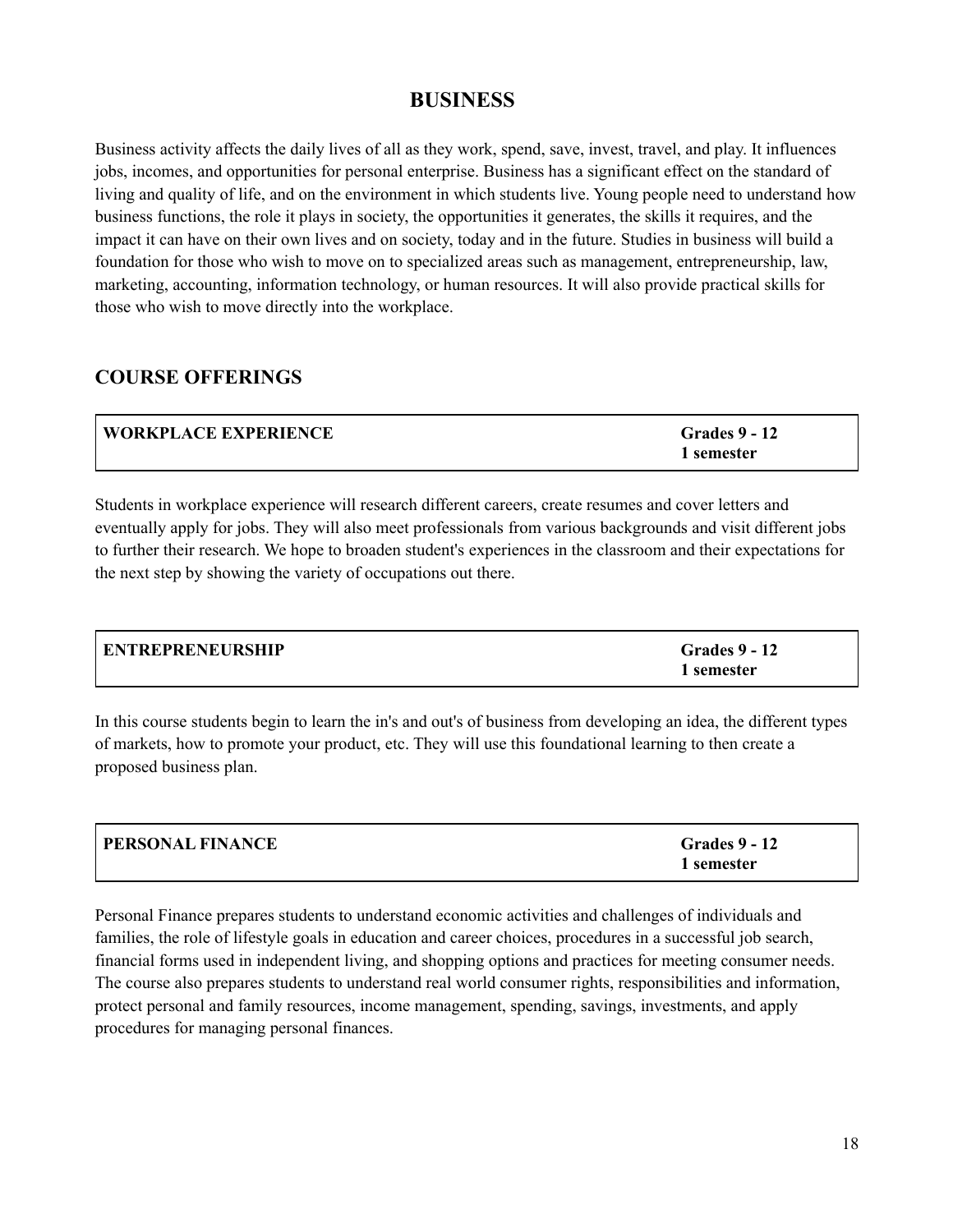# BUSINESS

Business activity affects the daily lives of all as they work, spend, save, invest, travel, and play. It influences jobs, incomes, and opportunities for personal enterprise. Business has a significant effect on the standard of living and quality of life, and on the environment in which students live. Young people need to understand how business functions, the role it plays in society, the opportunities it generates, the skills it requires, and the impact it can have on their own lives and on society, today and in the future. Studies in business will build a foundation for those who wish to move on to specialized areas such as management, entrepreneurship, law, marketing, accounting, information technology, or human resources. It will also provide practical skills for those who wish to move directly into the workplace.

## COURSE OFFERINGS

| **WORKPLACE EXPERIENCE** | **Grades 9 - 12**<br>**1 semester** |
|---|---|

Students in workplace experience will research different careers, create resumes and cover letters and eventually apply for jobs. They will also meet professionals from various backgrounds and visit different jobs to further their research. We hope to broaden student's experiences in the classroom and their expectations for the next step by showing the variety of occupations out there.

| **ENTREPRENEURSHIP** | **Grades 9 - 12**<br>**1 semester** |
|---|---|

In this course students begin to learn the in's and out's of business from developing an idea, the different types of markets, how to promote your product, etc. They will use this foundational learning to then create a proposed business plan.

| **PERSONAL FINANCE** | **Grades 9 - 12**<br>**1 semester** |
|---|---|

Personal Finance prepares students to understand economic activities and challenges of individuals and families, the role of lifestyle goals in education and career choices, procedures in a successful job search, financial forms used in independent living, and shopping options and practices for meeting consumer needs. The course also prepares students to understand real world consumer rights, responsibilities and information, protect personal and family resources, income management, spending, savings, investments, and apply procedures for managing personal finances.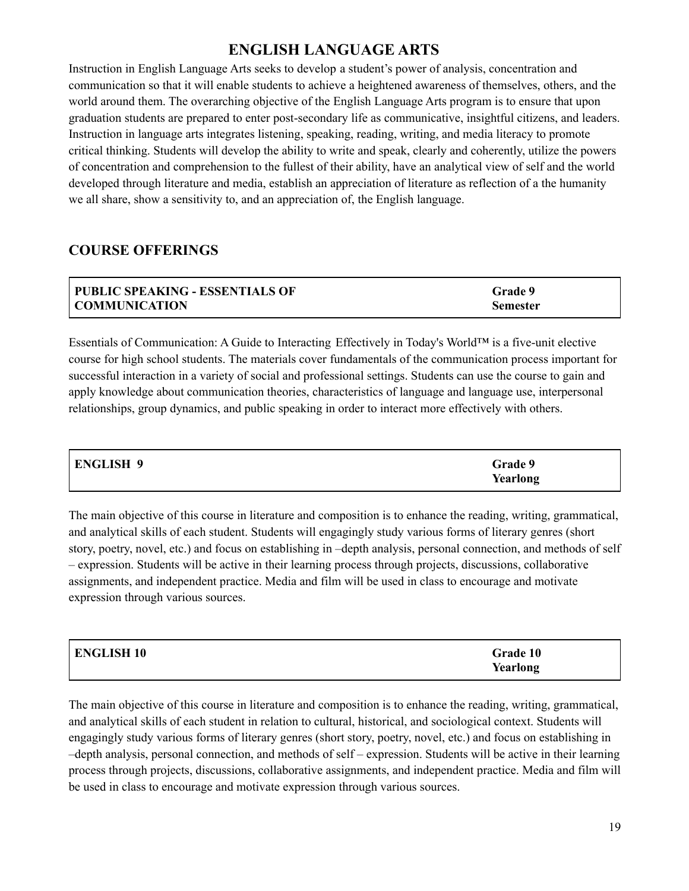# ENGLISH LANGUAGE ARTS

Instruction in English Language Arts seeks to develop a student's power of analysis, concentration and communication so that it will enable students to achieve a heightened awareness of themselves, others, and the world around them. The overarching objective of the English Language Arts program is to ensure that upon graduation students are prepared to enter post-secondary life as communicative, insightful citizens, and leaders. Instruction in language arts integrates listening, speaking, reading, writing, and media literacy to promote critical thinking. Students will develop the ability to write and speak, clearly and coherently, utilize the powers of concentration and comprehension to the fullest of their ability, have an analytical view of self and the world developed through literature and media, establish an appreciation of literature as reflection of a the humanity we all share, show a sensitivity to, and an appreciation of, the English language.

## COURSE OFFERINGS

| PUBLIC SPEAKING - ESSENTIALS OF COMMUNICATION | Grade 9<br>Semester |
|---|---|

Essentials of Communication: A Guide to Interacting Effectively in Today's World™ is a five-unit elective course for high school students. The materials cover fundamentals of the communication process important for successful interaction in a variety of social and professional settings. Students can use the course to gain and apply knowledge about communication theories, characteristics of language and language use, interpersonal relationships, group dynamics, and public speaking in order to interact more effectively with others.

| ENGLISH 9 | Grade 9<br>Yearlong |
|---|---|

The main objective of this course in literature and composition is to enhance the reading, writing, grammatical, and analytical skills of each student. Students will engagingly study various forms of literary genres (short story, poetry, novel, etc.) and focus on establishing in –depth analysis, personal connection, and methods of self – expression. Students will be active in their learning process through projects, discussions, collaborative assignments, and independent practice. Media and film will be used in class to encourage and motivate expression through various sources.

| ENGLISH 10 | Grade 10<br>Yearlong |
|---|---|

The main objective of this course in literature and composition is to enhance the reading, writing, grammatical, and analytical skills of each student in relation to cultural, historical, and sociological context. Students will engagingly study various forms of literary genres (short story, poetry, novel, etc.) and focus on establishing in –depth analysis, personal connection, and methods of self – expression. Students will be active in their learning process through projects, discussions, collaborative assignments, and independent practice. Media and film will be used in class to encourage and motivate expression through various sources.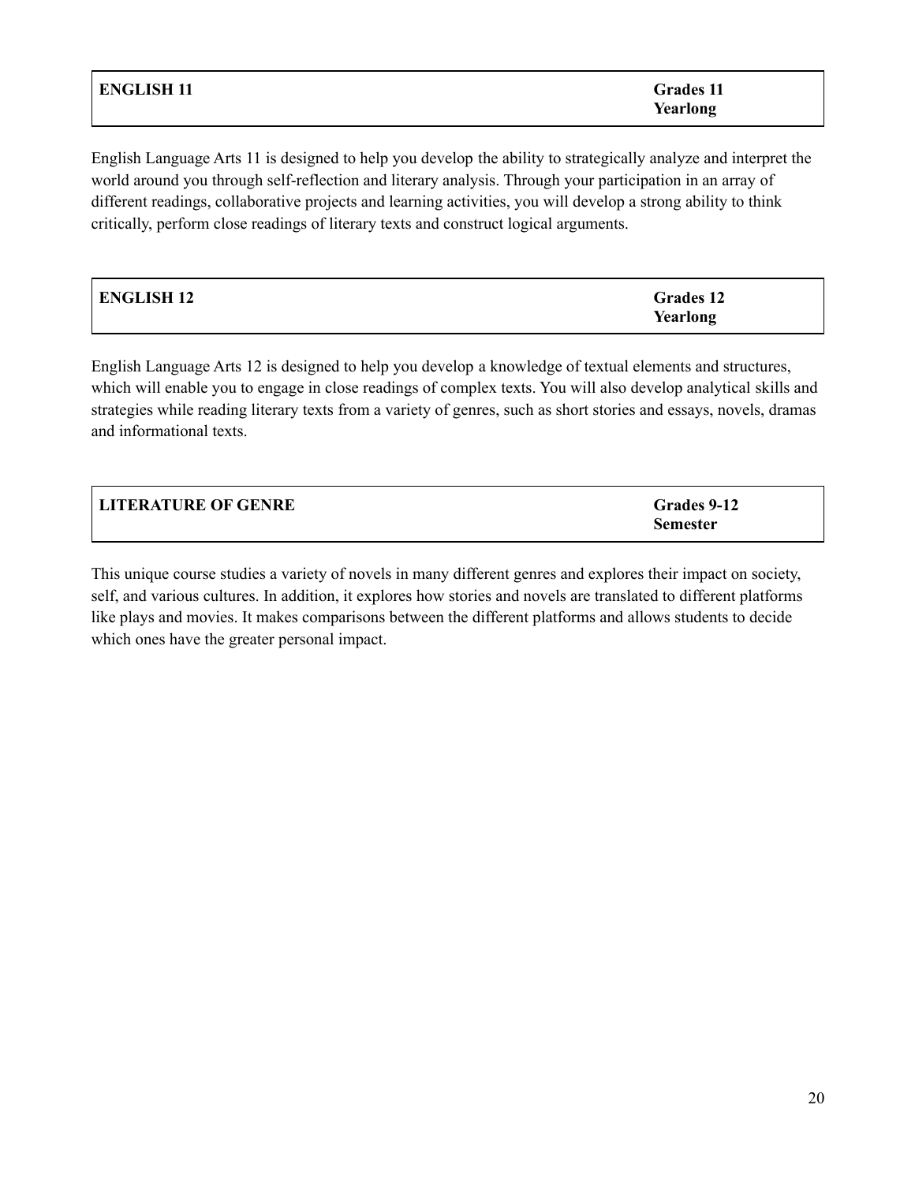| **ENGLISH 11** | **Grades 11**<br>**Yearlong** |
|---|---|

English Language Arts 11 is designed to help you develop the ability to strategically analyze and interpret the world around you through self-reflection and literary analysis. Through your participation in an array of different readings, collaborative projects and learning activities, you will develop a strong ability to think critically, perform close readings of literary texts and construct logical arguments.

| **ENGLISH 12** | **Grades 12**<br>**Yearlong** |
|---|---|

English Language Arts 12 is designed to help you develop a knowledge of textual elements and structures, which will enable you to engage in close readings of complex texts. You will also develop analytical skills and strategies while reading literary texts from a variety of genres, such as short stories and essays, novels, dramas and informational texts.

| **LITERATURE OF GENRE** | **Grades 9-12**<br>**Semester** |
|---|---|

This unique course studies a variety of novels in many different genres and explores their impact on society, self, and various cultures. In addition, it explores how stories and novels are translated to different platforms like plays and movies. It makes comparisons between the different platforms and allows students to decide which ones have the greater personal impact.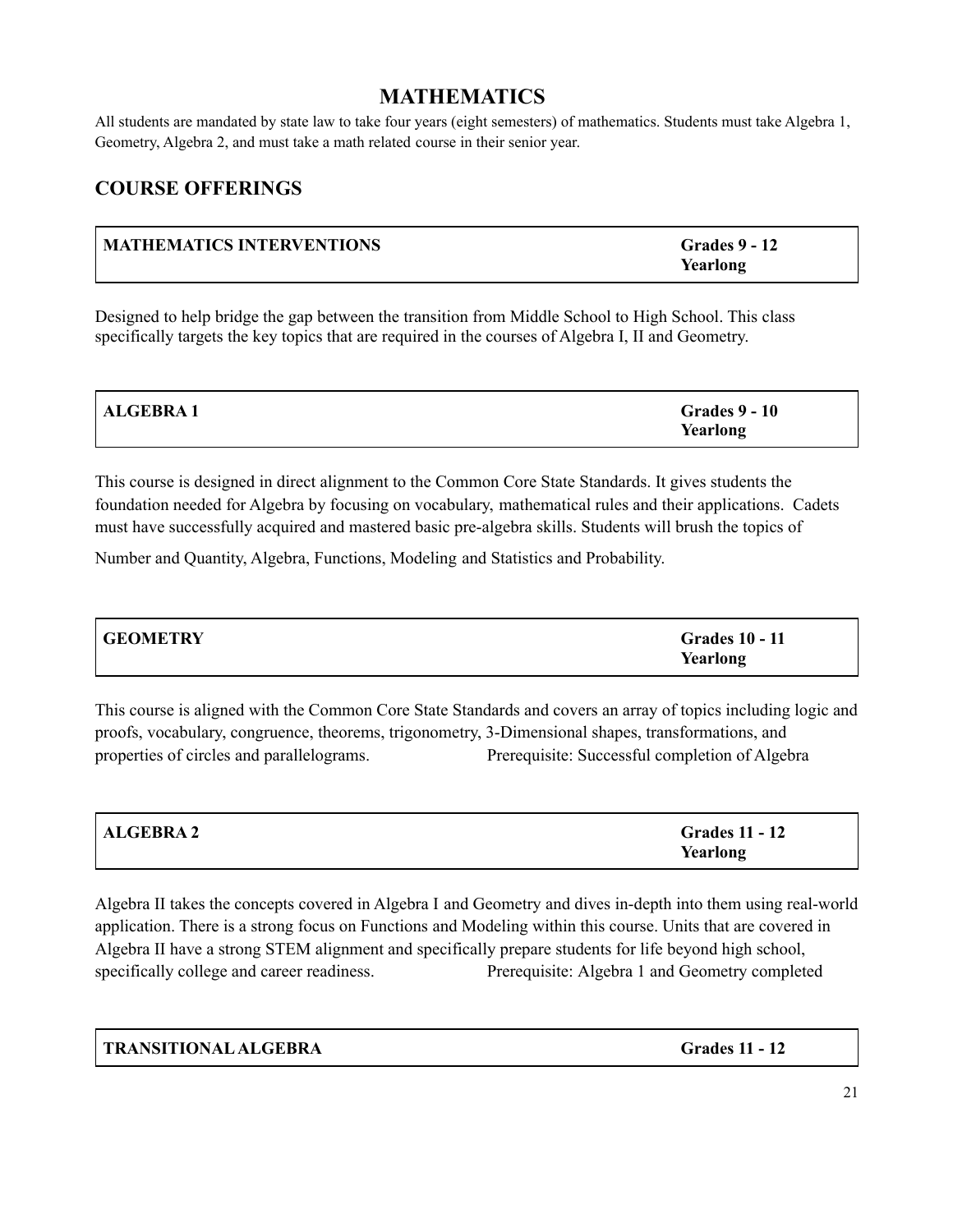# MATHEMATICS

All students are mandated by state law to take four years (eight semesters) of mathematics. Students must take Algebra 1, Geometry, Algebra 2, and must take a math related course in their senior year.

## COURSE OFFERINGS

| **MATHEMATICS INTERVENTIONS** | **Grades 9 - 12**<br>**Yearlong** |
|---|---|

Designed to help bridge the gap between the transition from Middle School to High School. This class specifically targets the key topics that are required in the courses of Algebra I, II and Geometry.

| **ALGEBRA 1** | **Grades 9 - 10**<br>**Yearlong** |
|---|---|

This course is designed in direct alignment to the Common Core State Standards. It gives students the foundation needed for Algebra by focusing on vocabulary, mathematical rules and their applications. Cadets must have successfully acquired and mastered basic pre-algebra skills. Students will brush the topics of

Number and Quantity, Algebra, Functions, Modeling and Statistics and Probability.

| **GEOMETRY** | **Grades 10 - 11**<br>**Yearlong** |
|---|---|

This course is aligned with the Common Core State Standards and covers an array of topics including logic and proofs, vocabulary, congruence, theorems, trigonometry, 3-Dimensional shapes, transformations, and properties of circles and parallelograms. Prerequisite: Successful completion of Algebra

| **ALGEBRA 2** | **Grades 11 - 12**<br>**Yearlong** |
|---|---|

Algebra II takes the concepts covered in Algebra I and Geometry and dives in-depth into them using real-world application. There is a strong focus on Functions and Modeling within this course. Units that are covered in Algebra II have a strong STEM alignment and specifically prepare students for life beyond high school, specifically college and career readiness. Prerequisite: Algebra 1 and Geometry completed

| **TRANSITIONAL ALGEBRA** | **Grades 11 - 12** |
|---|---|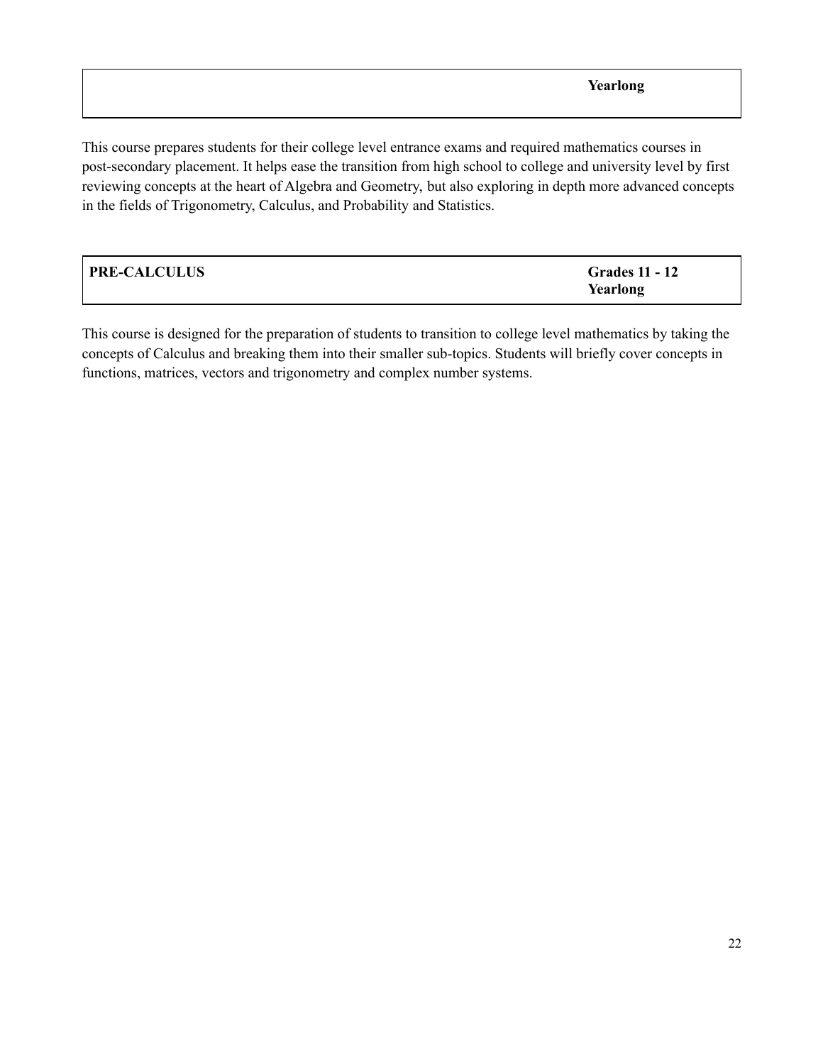| | Yearlong |
|---|---|

This course prepares students for their college level entrance exams and required mathematics courses in post-secondary placement. It helps ease the transition from high school to college and university level by first reviewing concepts at the heart of Algebra and Geometry, but also exploring in depth more advanced concepts in the fields of Trigonometry, Calculus, and Probability and Statistics.

| **PRE-CALCULUS** | **Grades 11 - 12**<br>**Yearlong** |
|---|---|

This course is designed for the preparation of students to transition to college level mathematics by taking the concepts of Calculus and breaking them into their smaller sub-topics. Students will briefly cover concepts in functions, matrices, vectors and trigonometry and complex number systems.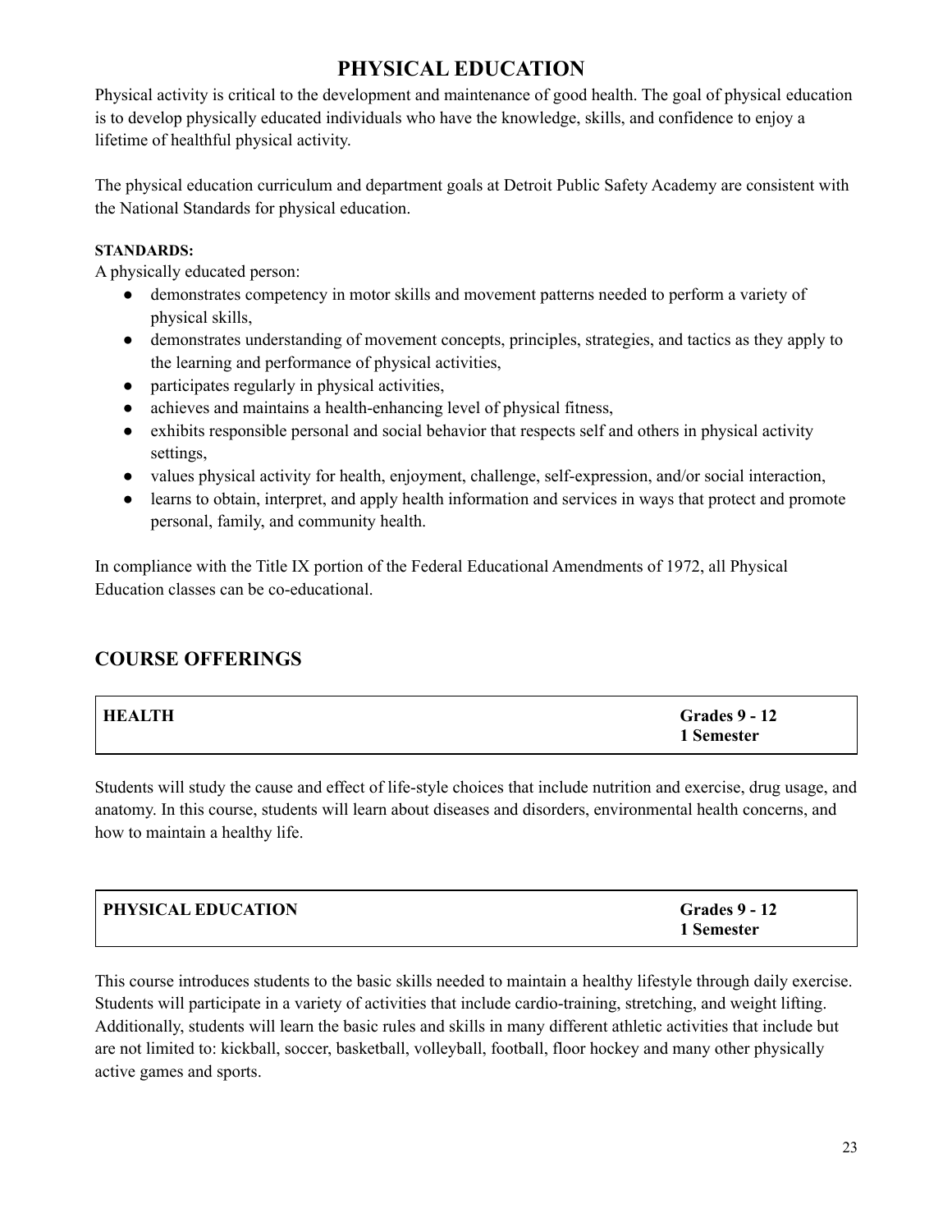# PHYSICAL EDUCATION

Physical activity is critical to the development and maintenance of good health. The goal of physical education is to develop physically educated individuals who have the knowledge, skills, and confidence to enjoy a lifetime of healthful physical activity.

The physical education curriculum and department goals at Detroit Public Safety Academy are consistent with the National Standards for physical education.

**STANDARDS:**

A physically educated person:

- demonstrates competency in motor skills and movement patterns needed to perform a variety of physical skills,
- demonstrates understanding of movement concepts, principles, strategies, and tactics as they apply to the learning and performance of physical activities,
- participates regularly in physical activities,
- achieves and maintains a health-enhancing level of physical fitness,
- exhibits responsible personal and social behavior that respects self and others in physical activity settings,
- values physical activity for health, enjoyment, challenge, self-expression, and/or social interaction,
- learns to obtain, interpret, and apply health information and services in ways that protect and promote personal, family, and community health.

In compliance with the Title IX portion of the Federal Educational Amendments of 1972, all Physical Education classes can be co-educational.

## COURSE OFFERINGS

| **HEALTH** | **Grades 9 - 12**<br>**1 Semester** |
|---|---|

Students will study the cause and effect of life-style choices that include nutrition and exercise, drug usage, and anatomy. In this course, students will learn about diseases and disorders, environmental health concerns, and how to maintain a healthy life.

| **PHYSICAL EDUCATION** | **Grades 9 - 12**<br>**1 Semester** |
|---|---|

This course introduces students to the basic skills needed to maintain a healthy lifestyle through daily exercise. Students will participate in a variety of activities that include cardio-training, stretching, and weight lifting. Additionally, students will learn the basic rules and skills in many different athletic activities that include but are not limited to: kickball, soccer, basketball, volleyball, football, floor hockey and many other physically active games and sports.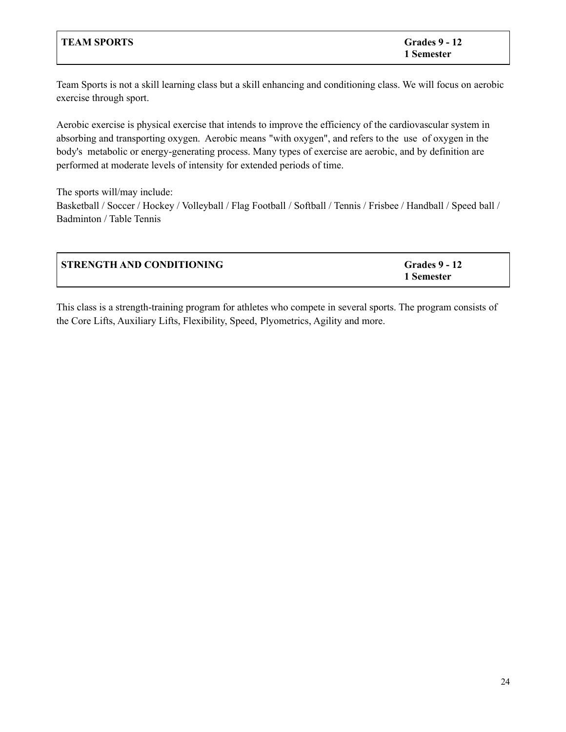| **TEAM SPORTS** | **Grades 9 - 12**<br>**1 Semester** |
|---|---|

Team Sports is not a skill learning class but a skill enhancing and conditioning class. We will focus on aerobic exercise through sport.

Aerobic exercise is physical exercise that intends to improve the efficiency of the cardiovascular system in absorbing and transporting oxygen. Aerobic means "with oxygen", and refers to the use of oxygen in the body's metabolic or energy-generating process. Many types of exercise are aerobic, and by definition are performed at moderate levels of intensity for extended periods of time.

The sports will/may include:
Basketball / Soccer / Hockey / Volleyball / Flag Football / Softball / Tennis / Frisbee / Handball / Speed ball / Badminton / Table Tennis

| **STRENGTH AND CONDITIONING** | **Grades 9 - 12**<br>**1 Semester** |
|---|---|

This class is a strength-training program for athletes who compete in several sports. The program consists of the Core Lifts, Auxiliary Lifts, Flexibility, Speed, Plyometrics, Agility and more.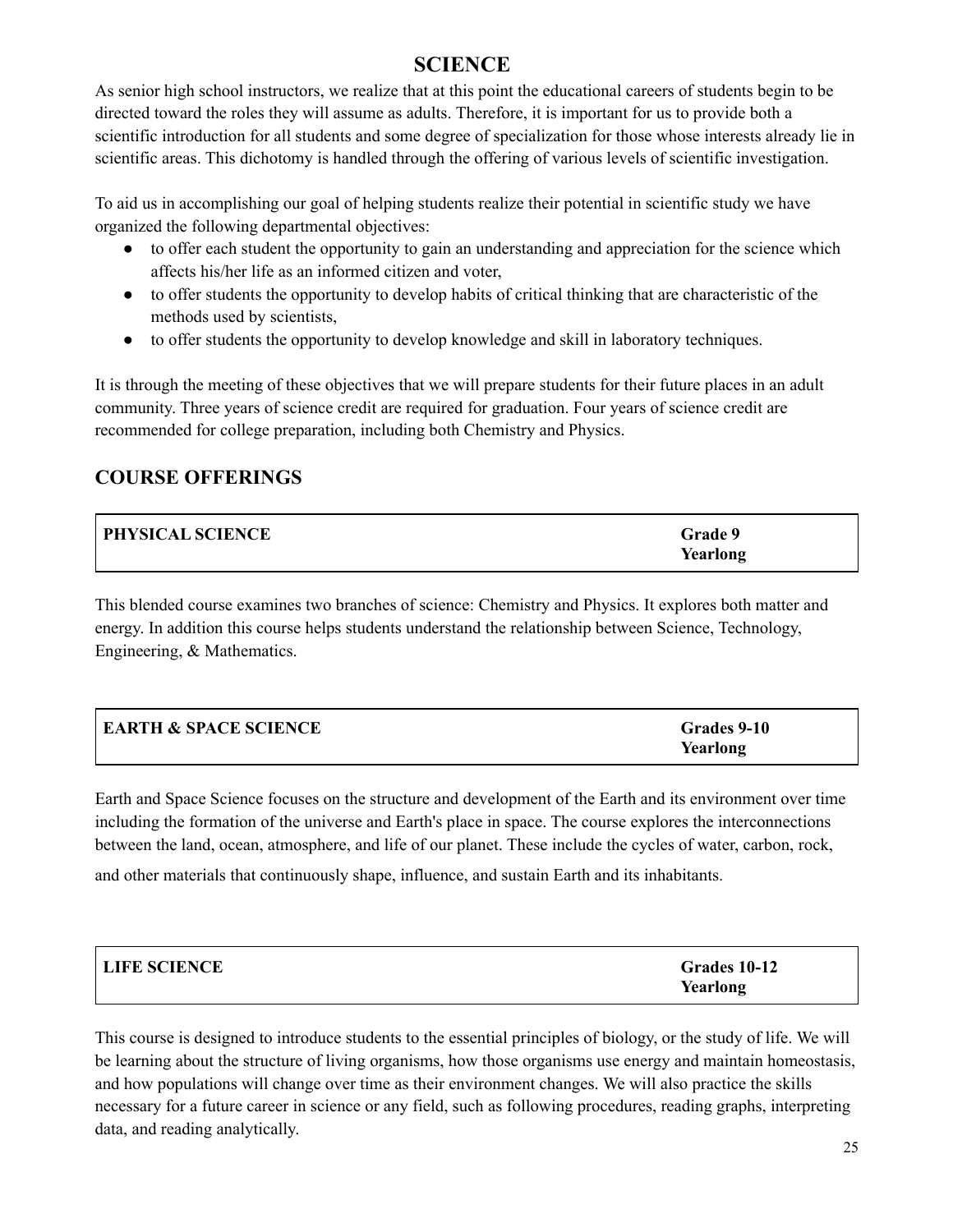# SCIENCE

As senior high school instructors, we realize that at this point the educational careers of students begin to be directed toward the roles they will assume as adults. Therefore, it is important for us to provide both a scientific introduction for all students and some degree of specialization for those whose interests already lie in scientific areas. This dichotomy is handled through the offering of various levels of scientific investigation.

To aid us in accomplishing our goal of helping students realize their potential in scientific study we have organized the following departmental objectives:

- to offer each student the opportunity to gain an understanding and appreciation for the science which affects his/her life as an informed citizen and voter,
- to offer students the opportunity to develop habits of critical thinking that are characteristic of the methods used by scientists,
- to offer students the opportunity to develop knowledge and skill in laboratory techniques.

It is through the meeting of these objectives that we will prepare students for their future places in an adult community. Three years of science credit are required for graduation. Four years of science credit are recommended for college preparation, including both Chemistry and Physics.

## COURSE OFFERINGS

| **PHYSICAL SCIENCE** | **Grade 9**<br>**Yearlong** |
|---|---|

This blended course examines two branches of science: Chemistry and Physics. It explores both matter and energy. In addition this course helps students understand the relationship between Science, Technology, Engineering, & Mathematics.

| **EARTH & SPACE SCIENCE** | **Grades 9-10**<br>**Yearlong** |
|---|---|

Earth and Space Science focuses on the structure and development of the Earth and its environment over time including the formation of the universe and Earth's place in space. The course explores the interconnections between the land, ocean, atmosphere, and life of our planet. These include the cycles of water, carbon, rock, and other materials that continuously shape, influence, and sustain Earth and its inhabitants.

| **LIFE SCIENCE** | **Grades 10-12**<br>**Yearlong** |
|---|---|

This course is designed to introduce students to the essential principles of biology, or the study of life. We will be learning about the structure of living organisms, how those organisms use energy and maintain homeostasis, and how populations will change over time as their environment changes. We will also practice the skills necessary for a future career in science or any field, such as following procedures, reading graphs, interpreting data, and reading analytically.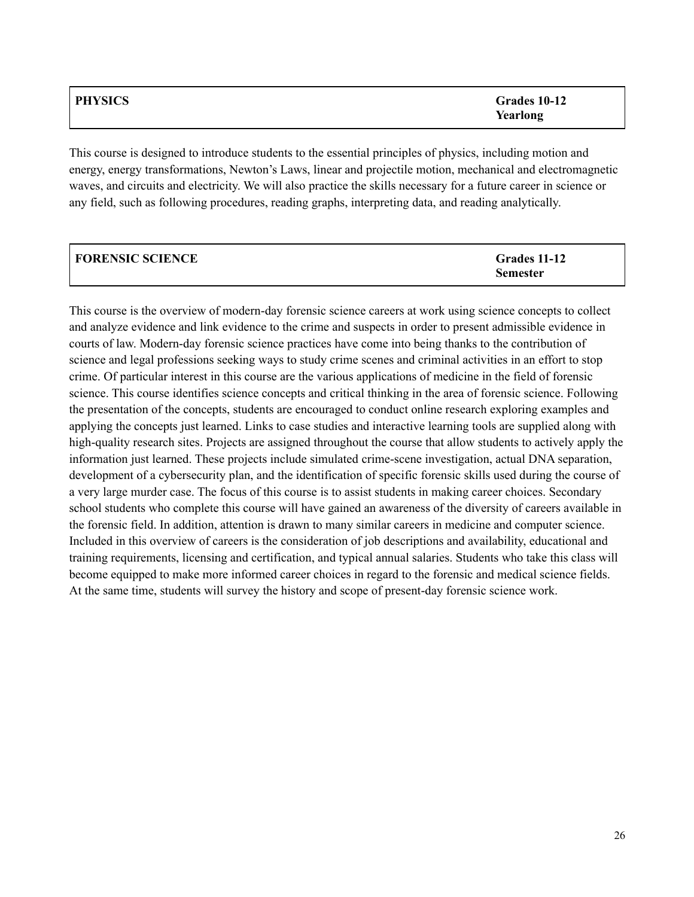| **PHYSICS** | **Grades 10-12**<br>**Yearlong** |
|---|---|

This course is designed to introduce students to the essential principles of physics, including motion and energy, energy transformations, Newton's Laws, linear and projectile motion, mechanical and electromagnetic waves, and circuits and electricity. We will also practice the skills necessary for a future career in science or any field, such as following procedures, reading graphs, interpreting data, and reading analytically.

| **FORENSIC SCIENCE** | **Grades 11-12**<br>**Semester** |
|---|---|

This course is the overview of modern-day forensic science careers at work using science concepts to collect and analyze evidence and link evidence to the crime and suspects in order to present admissible evidence in courts of law. Modern-day forensic science practices have come into being thanks to the contribution of science and legal professions seeking ways to study crime scenes and criminal activities in an effort to stop crime. Of particular interest in this course are the various applications of medicine in the field of forensic science. This course identifies science concepts and critical thinking in the area of forensic science. Following the presentation of the concepts, students are encouraged to conduct online research exploring examples and applying the concepts just learned. Links to case studies and interactive learning tools are supplied along with high-quality research sites. Projects are assigned throughout the course that allow students to actively apply the information just learned. These projects include simulated crime-scene investigation, actual DNA separation, development of a cybersecurity plan, and the identification of specific forensic skills used during the course of a very large murder case. The focus of this course is to assist students in making career choices. Secondary school students who complete this course will have gained an awareness of the diversity of careers available in the forensic field. In addition, attention is drawn to many similar careers in medicine and computer science. Included in this overview of careers is the consideration of job descriptions and availability, educational and training requirements, licensing and certification, and typical annual salaries. Students who take this class will become equipped to make more informed career choices in regard to the forensic and medical science fields. At the same time, students will survey the history and scope of present-day forensic science work.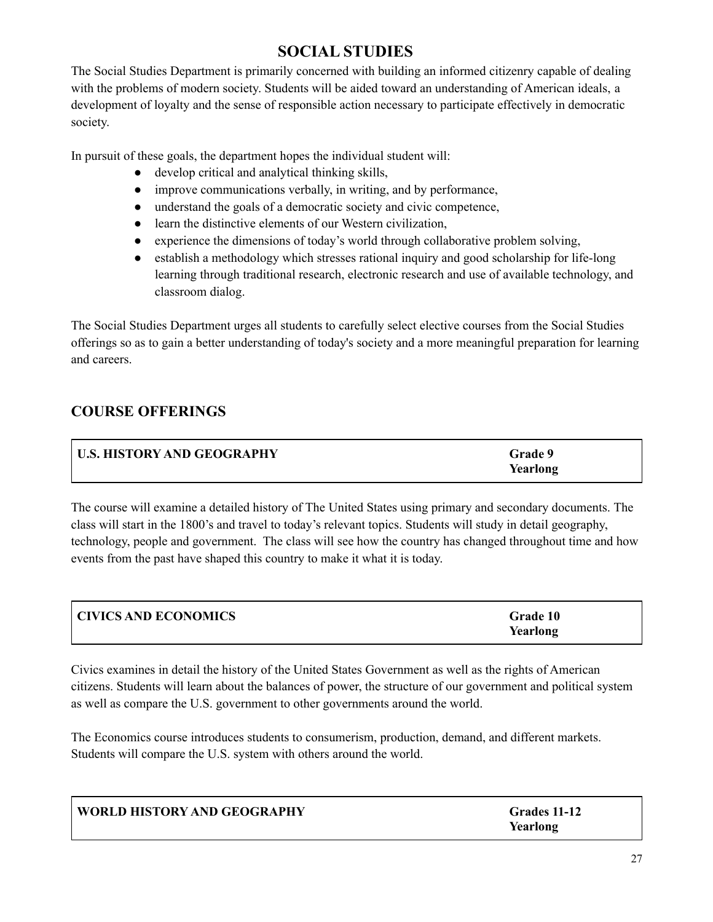# SOCIAL STUDIES

The Social Studies Department is primarily concerned with building an informed citizenry capable of dealing with the problems of modern society. Students will be aided toward an understanding of American ideals, a development of loyalty and the sense of responsible action necessary to participate effectively in democratic society.

In pursuit of these goals, the department hopes the individual student will:

- develop critical and analytical thinking skills,
- improve communications verbally, in writing, and by performance,
- understand the goals of a democratic society and civic competence,
- learn the distinctive elements of our Western civilization,
- experience the dimensions of today's world through collaborative problem solving,
- establish a methodology which stresses rational inquiry and good scholarship for life-long learning through traditional research, electronic research and use of available technology, and classroom dialog.

The Social Studies Department urges all students to carefully select elective courses from the Social Studies offerings so as to gain a better understanding of today's society and a more meaningful preparation for learning and careers.

## COURSE OFFERINGS

| **U.S. HISTORY AND GEOGRAPHY** | **Grade 9**<br>**Yearlong** |
|---|---|

The course will examine a detailed history of The United States using primary and secondary documents. The class will start in the 1800's and travel to today's relevant topics. Students will study in detail geography, technology, people and government. The class will see how the country has changed throughout time and how events from the past have shaped this country to make it what it is today.

| **CIVICS AND ECONOMICS** | **Grade 10**<br>**Yearlong** |
|---|---|

Civics examines in detail the history of the United States Government as well as the rights of American citizens. Students will learn about the balances of power, the structure of our government and political system as well as compare the U.S. government to other governments around the world.

The Economics course introduces students to consumerism, production, demand, and different markets. Students will compare the U.S. system with others around the world.

| **WORLD HISTORY AND GEOGRAPHY** | **Grades 11-12**<br>**Yearlong** |
|---|---|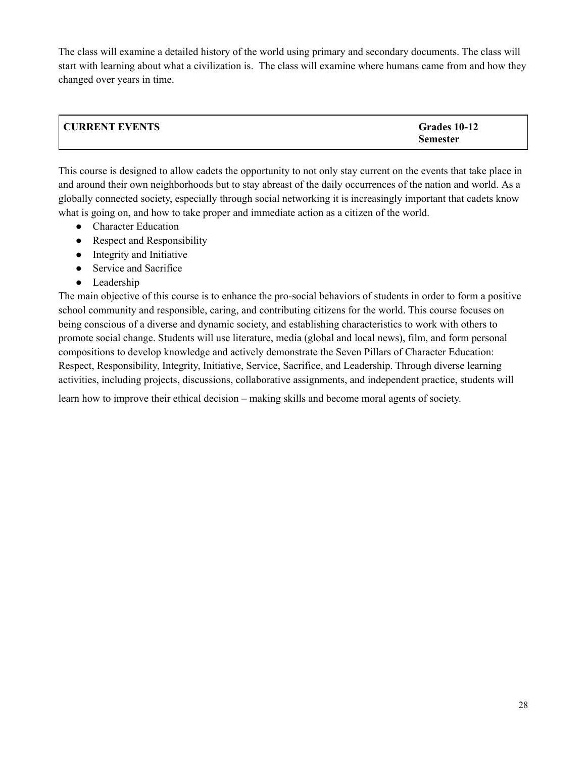The class will examine a detailed history of the world using primary and secondary documents. The class will start with learning about what a civilization is. The class will examine where humans came from and how they changed over years in time.

| **CURRENT EVENTS** | **Grades 10-12**<br>**Semester** |
|---|---|

This course is designed to allow cadets the opportunity to not only stay current on the events that take place in and around their own neighborhoods but to stay abreast of the daily occurrences of the nation and world. As a globally connected society, especially through social networking it is increasingly important that cadets know what is going on, and how to take proper and immediate action as a citizen of the world.

- Character Education
- Respect and Responsibility
- Integrity and Initiative
- Service and Sacrifice
- Leadership

The main objective of this course is to enhance the pro-social behaviors of students in order to form a positive school community and responsible, caring, and contributing citizens for the world. This course focuses on being conscious of a diverse and dynamic society, and establishing characteristics to work with others to promote social change. Students will use literature, media (global and local news), film, and form personal compositions to develop knowledge and actively demonstrate the Seven Pillars of Character Education: Respect, Responsibility, Integrity, Initiative, Service, Sacrifice, and Leadership. Through diverse learning activities, including projects, discussions, collaborative assignments, and independent practice, students will learn how to improve their ethical decision – making skills and become moral agents of society.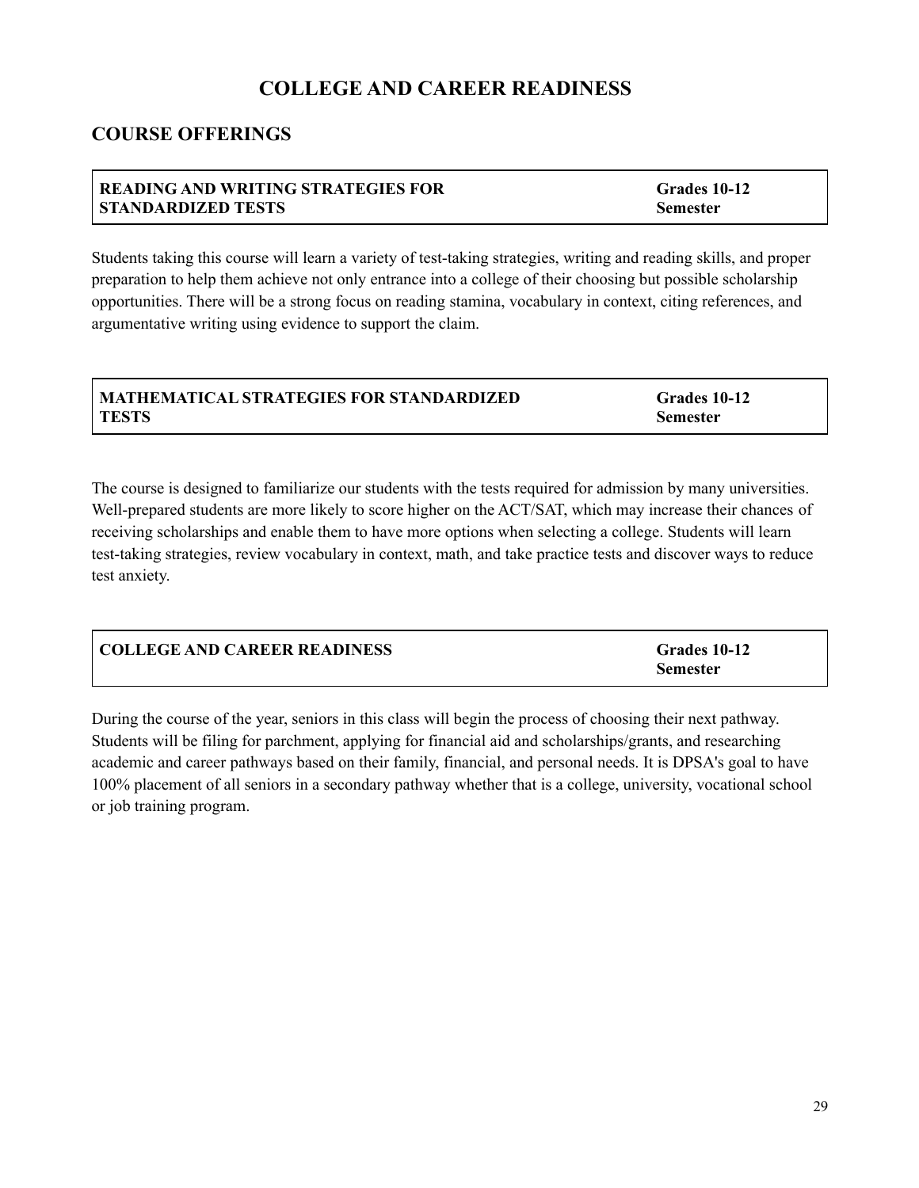# COLLEGE AND CAREER READINESS

## COURSE OFFERINGS

| READING AND WRITING STRATEGIES FOR STANDARDIZED TESTS | Grades 10-12 Semester |
|---|---|

Students taking this course will learn a variety of test-taking strategies, writing and reading skills, and proper preparation to help them achieve not only entrance into a college of their choosing but possible scholarship opportunities. There will be a strong focus on reading stamina, vocabulary in context, citing references, and argumentative writing using evidence to support the claim.

| MATHEMATICAL STRATEGIES FOR STANDARDIZED TESTS | Grades 10-12 Semester |
|---|---|

The course is designed to familiarize our students with the tests required for admission by many universities. Well-prepared students are more likely to score higher on the ACT/SAT, which may increase their chances of receiving scholarships and enable them to have more options when selecting a college. Students will learn test-taking strategies, review vocabulary in context, math, and take practice tests and discover ways to reduce test anxiety.

| COLLEGE AND CAREER READINESS | Grades 10-12 Semester |
|---|---|

During the course of the year, seniors in this class will begin the process of choosing their next pathway. Students will be filing for parchment, applying for financial aid and scholarships/grants, and researching academic and career pathways based on their family, financial, and personal needs. It is DPSA's goal to have 100% placement of all seniors in a secondary pathway whether that is a college, university, vocational school or job training program.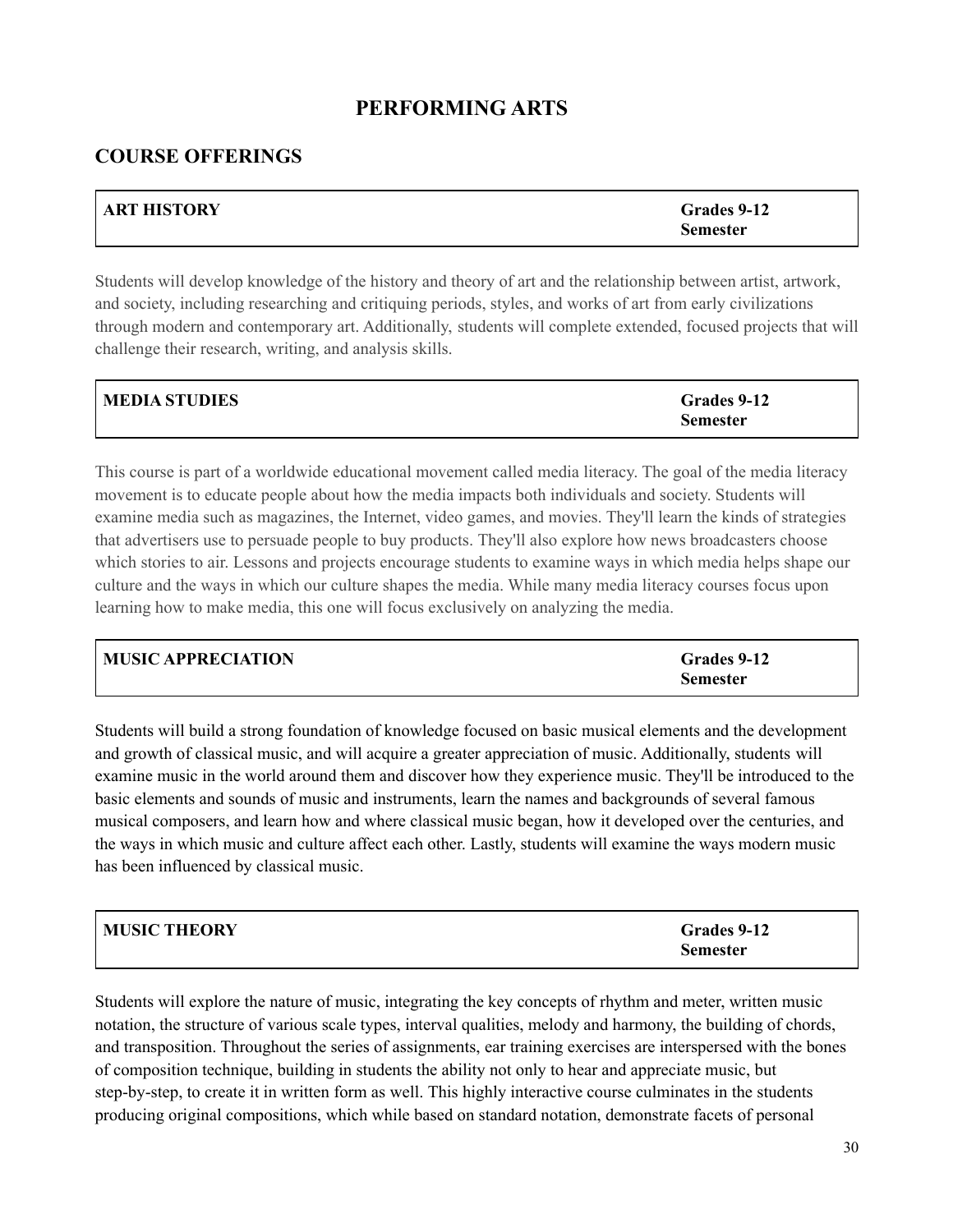# PERFORMING ARTS

## COURSE OFFERINGS

| **ART HISTORY** | **Grades 9-12**<br>**Semester** |
|---|---|

Students will develop knowledge of the history and theory of art and the relationship between artist, artwork, and society, including researching and critiquing periods, styles, and works of art from early civilizations through modern and contemporary art. Additionally, students will complete extended, focused projects that will challenge their research, writing, and analysis skills.

| **MEDIA STUDIES** | **Grades 9-12**<br>**Semester** |
|---|---|

This course is part of a worldwide educational movement called media literacy. The goal of the media literacy movement is to educate people about how the media impacts both individuals and society. Students will examine media such as magazines, the Internet, video games, and movies. They'll learn the kinds of strategies that advertisers use to persuade people to buy products. They'll also explore how news broadcasters choose which stories to air. Lessons and projects encourage students to examine ways in which media helps shape our culture and the ways in which our culture shapes the media. While many media literacy courses focus upon learning how to make media, this one will focus exclusively on analyzing the media.

| **MUSIC APPRECIATION** | **Grades 9-12**<br>**Semester** |
|---|---|

Students will build a strong foundation of knowledge focused on basic musical elements and the development and growth of classical music, and will acquire a greater appreciation of music. Additionally, students will examine music in the world around them and discover how they experience music. They'll be introduced to the basic elements and sounds of music and instruments, learn the names and backgrounds of several famous musical composers, and learn how and where classical music began, how it developed over the centuries, and the ways in which music and culture affect each other. Lastly, students will examine the ways modern music has been influenced by classical music.

| **MUSIC THEORY** | **Grades 9-12**<br>**Semester** |
|---|---|

Students will explore the nature of music, integrating the key concepts of rhythm and meter, written music notation, the structure of various scale types, interval qualities, melody and harmony, the building of chords, and transposition. Throughout the series of assignments, ear training exercises are interspersed with the bones of composition technique, building in students the ability not only to hear and appreciate music, but step-by-step, to create it in written form as well. This highly interactive course culminates in the students producing original compositions, which while based on standard notation, demonstrate facets of personal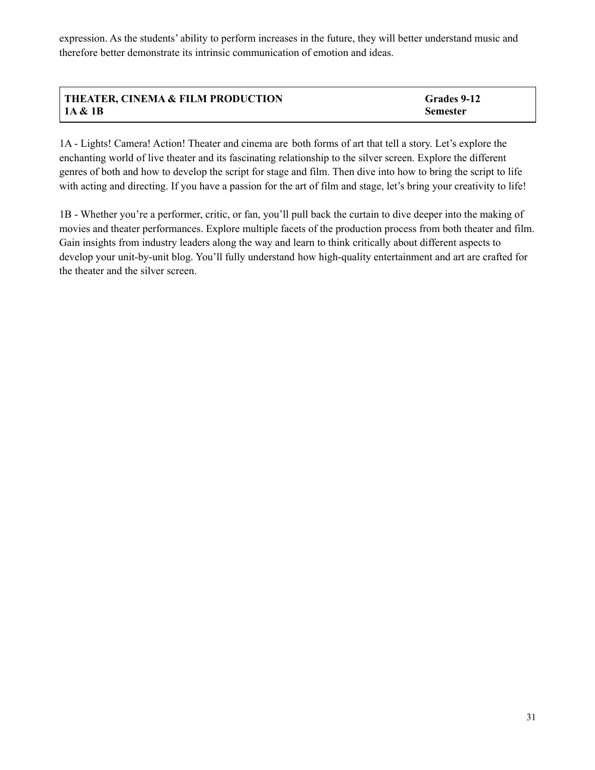expression. As the students' ability to perform increases in the future, they will better understand music and therefore better demonstrate its intrinsic communication of emotion and ideas.

| **THEATER, CINEMA & FILM PRODUCTION 1A & 1B** | **Grades 9-12 Semester** |
|---|---|

1A - Lights! Camera! Action! Theater and cinema are both forms of art that tell a story. Let's explore the enchanting world of live theater and its fascinating relationship to the silver screen. Explore the different genres of both and how to develop the script for stage and film. Then dive into how to bring the script to life with acting and directing. If you have a passion for the art of film and stage, let's bring your creativity to life!

1B - Whether you're a performer, critic, or fan, you'll pull back the curtain to dive deeper into the making of movies and theater performances. Explore multiple facets of the production process from both theater and film. Gain insights from industry leaders along the way and learn to think critically about different aspects to develop your unit-by-unit blog. You'll fully understand how high-quality entertainment and art are crafted for the theater and the silver screen.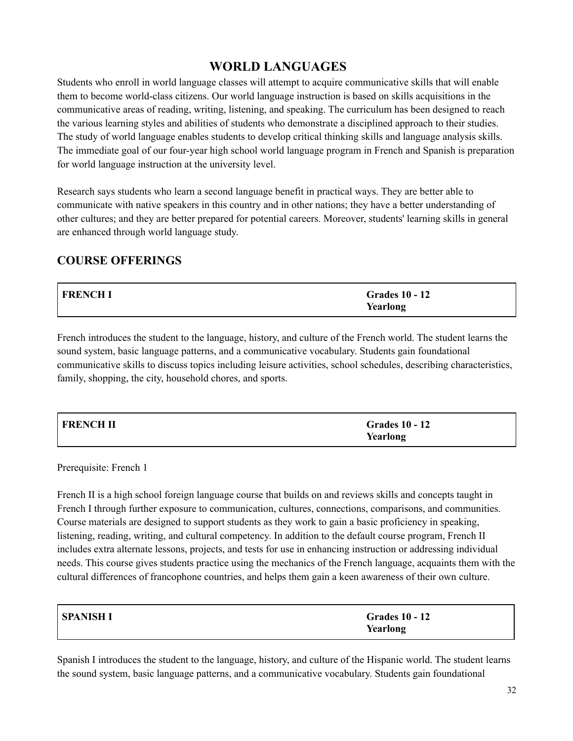# WORLD LANGUAGES

Students who enroll in world language classes will attempt to acquire communicative skills that will enable them to become world-class citizens. Our world language instruction is based on skills acquisitions in the communicative areas of reading, writing, listening, and speaking. The curriculum has been designed to reach the various learning styles and abilities of students who demonstrate a disciplined approach to their studies. The study of world language enables students to develop critical thinking skills and language analysis skills. The immediate goal of our four-year high school world language program in French and Spanish is preparation for world language instruction at the university level.

Research says students who learn a second language benefit in practical ways. They are better able to communicate with native speakers in this country and in other nations; they have a better understanding of other cultures; and they are better prepared for potential careers. Moreover, students' learning skills in general are enhanced through world language study.

## COURSE OFFERINGS

| **FRENCH I** | **Grades 10 - 12**<br>**Yearlong** |
|---|---|

French introduces the student to the language, history, and culture of the French world. The student learns the sound system, basic language patterns, and a communicative vocabulary. Students gain foundational communicative skills to discuss topics including leisure activities, school schedules, describing characteristics, family, shopping, the city, household chores, and sports.

| **FRENCH II** | **Grades 10 - 12**<br>**Yearlong** |
|---|---|

Prerequisite: French 1

French II is a high school foreign language course that builds on and reviews skills and concepts taught in French I through further exposure to communication, cultures, connections, comparisons, and communities. Course materials are designed to support students as they work to gain a basic proficiency in speaking, listening, reading, writing, and cultural competency. In addition to the default course program, French II includes extra alternate lessons, projects, and tests for use in enhancing instruction or addressing individual needs. This course gives students practice using the mechanics of the French language, acquaints them with the cultural differences of francophone countries, and helps them gain a keen awareness of their own culture.

| **SPANISH I** | **Grades 10 - 12**<br>**Yearlong** |
|---|---|

Spanish I introduces the student to the language, history, and culture of the Hispanic world. The student learns the sound system, basic language patterns, and a communicative vocabulary. Students gain foundational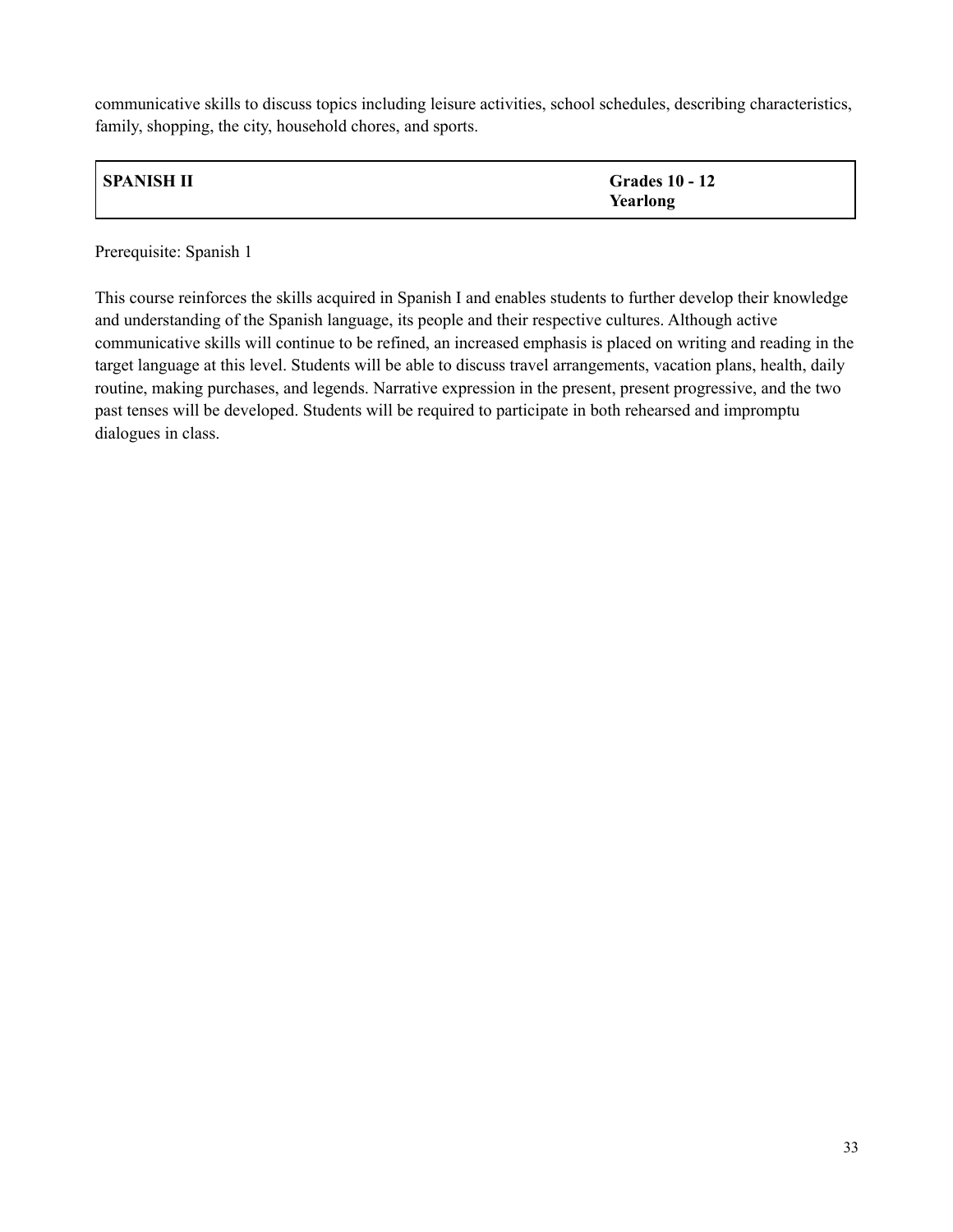communicative skills to discuss topics including leisure activities, school schedules, describing characteristics, family, shopping, the city, household chores, and sports.

| **SPANISH II** | **Grades 10 - 12**<br>**Yearlong** |
|---|---|

Prerequisite: Spanish 1

This course reinforces the skills acquired in Spanish I and enables students to further develop their knowledge and understanding of the Spanish language, its people and their respective cultures. Although active communicative skills will continue to be refined, an increased emphasis is placed on writing and reading in the target language at this level. Students will be able to discuss travel arrangements, vacation plans, health, daily routine, making purchases, and legends. Narrative expression in the present, present progressive, and the two past tenses will be developed. Students will be required to participate in both rehearsed and impromptu dialogues in class.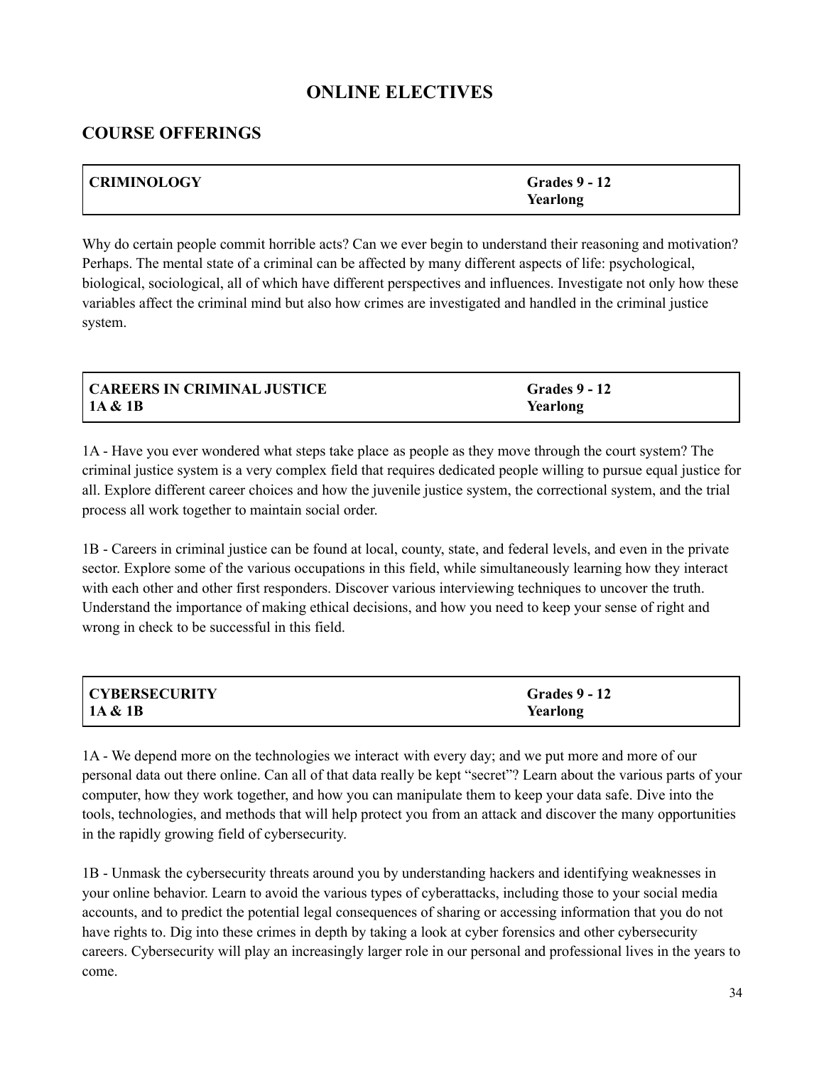# ONLINE ELECTIVES

## COURSE OFFERINGS

| **CRIMINOLOGY** | **Grades 9 - 12**<br>**Yearlong** |
|---|---|

Why do certain people commit horrible acts? Can we ever begin to understand their reasoning and motivation? Perhaps. The mental state of a criminal can be affected by many different aspects of life: psychological, biological, sociological, all of which have different perspectives and influences. Investigate not only how these variables affect the criminal mind but also how crimes are investigated and handled in the criminal justice system.

| **CAREERS IN CRIMINAL JUSTICE**<br>**1A & 1B** | **Grades 9 - 12**<br>**Yearlong** |
|---|---|

1A - Have you ever wondered what steps take place as people as they move through the court system? The criminal justice system is a very complex field that requires dedicated people willing to pursue equal justice for all. Explore different career choices and how the juvenile justice system, the correctional system, and the trial process all work together to maintain social order.

1B - Careers in criminal justice can be found at local, county, state, and federal levels, and even in the private sector. Explore some of the various occupations in this field, while simultaneously learning how they interact with each other and other first responders. Discover various interviewing techniques to uncover the truth. Understand the importance of making ethical decisions, and how you need to keep your sense of right and wrong in check to be successful in this field.

| **CYBERSECURITY**<br>**1A & 1B** | **Grades 9 - 12**<br>**Yearlong** |
|---|---|

1A - We depend more on the technologies we interact with every day; and we put more and more of our personal data out there online. Can all of that data really be kept "secret"? Learn about the various parts of your computer, how they work together, and how you can manipulate them to keep your data safe. Dive into the tools, technologies, and methods that will help protect you from an attack and discover the many opportunities in the rapidly growing field of cybersecurity.

1B - Unmask the cybersecurity threats around you by understanding hackers and identifying weaknesses in your online behavior. Learn to avoid the various types of cyberattacks, including those to your social media accounts, and to predict the potential legal consequences of sharing or accessing information that you do not have rights to. Dig into these crimes in depth by taking a look at cyber forensics and other cybersecurity careers. Cybersecurity will play an increasingly larger role in our personal and professional lives in the years to come.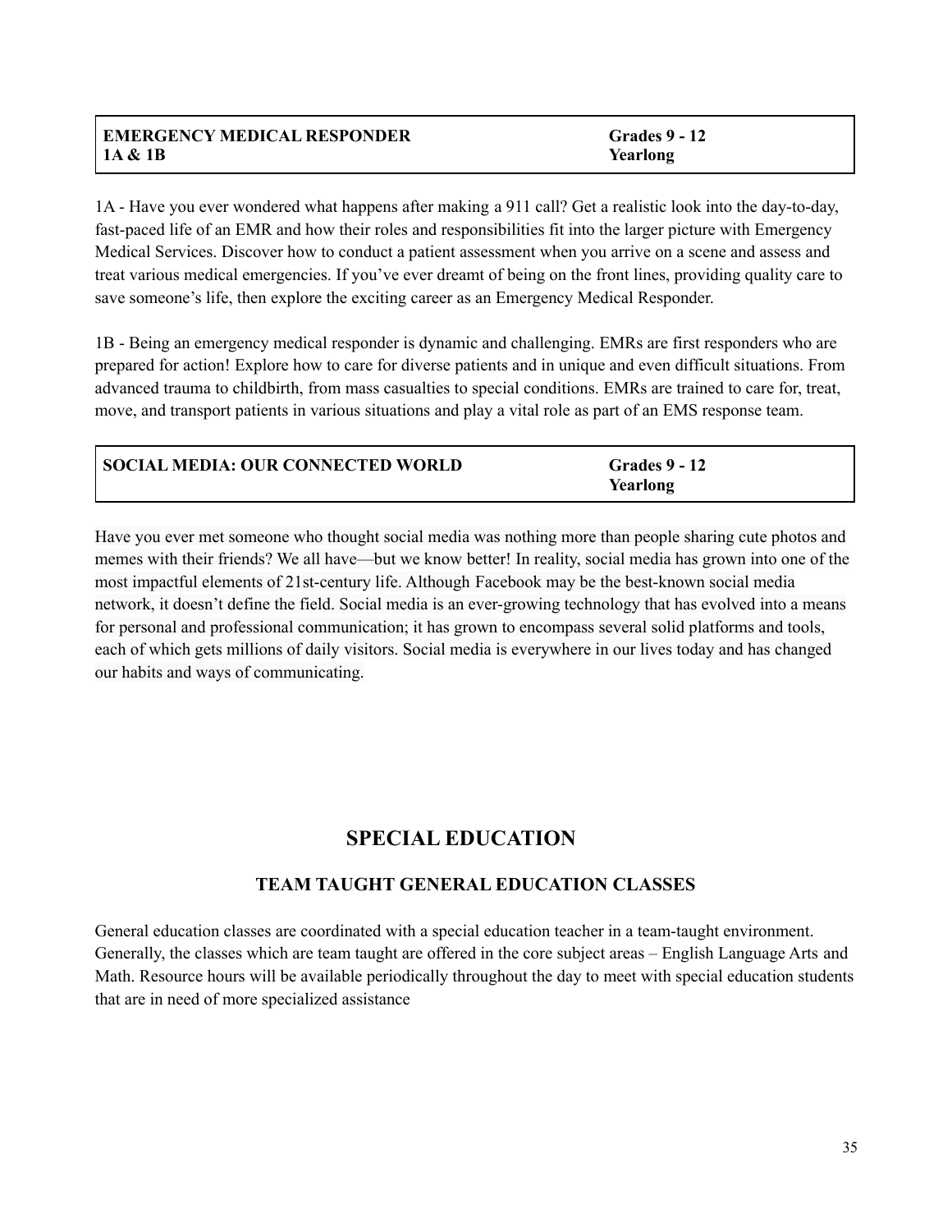| EMERGENCY MEDICAL RESPONDER<br>1A & 1B | Grades 9 - 12<br>Yearlong |
|---|---|

1A - Have you ever wondered what happens after making a 911 call? Get a realistic look into the day-to-day, fast-paced life of an EMR and how their roles and responsibilities fit into the larger picture with Emergency Medical Services. Discover how to conduct a patient assessment when you arrive on a scene and assess and treat various medical emergencies. If you've ever dreamt of being on the front lines, providing quality care to save someone's life, then explore the exciting career as an Emergency Medical Responder.

1B - Being an emergency medical responder is dynamic and challenging. EMRs are first responders who are prepared for action! Explore how to care for diverse patients and in unique and even difficult situations. From advanced trauma to childbirth, from mass casualties to special conditions. EMRs are trained to care for, treat, move, and transport patients in various situations and play a vital role as part of an EMS response team.

| SOCIAL MEDIA: OUR CONNECTED WORLD | Grades 9 - 12<br>Yearlong |
|---|---|

Have you ever met someone who thought social media was nothing more than people sharing cute photos and memes with their friends? We all have—but we know better! In reality, social media has grown into one of the most impactful elements of 21st-century life. Although Facebook may be the best-known social media network, it doesn't define the field. Social media is an ever-growing technology that has evolved into a means for personal and professional communication; it has grown to encompass several solid platforms and tools, each of which gets millions of daily visitors. Social media is everywhere in our lives today and has changed our habits and ways of communicating.

# SPECIAL EDUCATION

## TEAM TAUGHT GENERAL EDUCATION CLASSES

General education classes are coordinated with a special education teacher in a team-taught environment. Generally, the classes which are team taught are offered in the core subject areas – English Language Arts and Math. Resource hours will be available periodically throughout the day to meet with special education students that are in need of more specialized assistance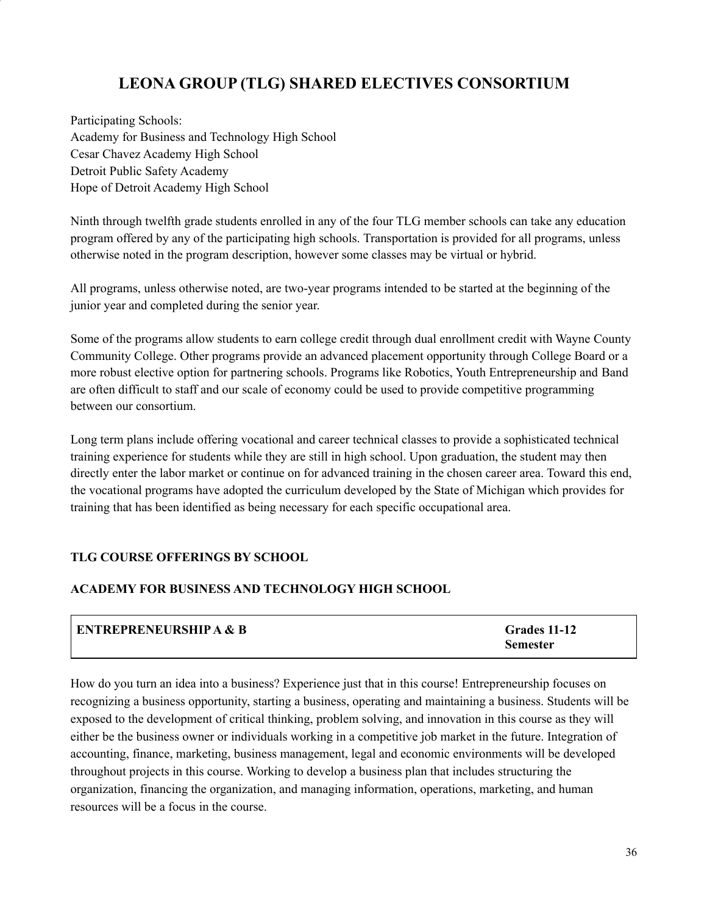# LEONA GROUP (TLG) SHARED ELECTIVES CONSORTIUM

Participating Schools:
Academy for Business and Technology High School
Cesar Chavez Academy High School
Detroit Public Safety Academy
Hope of Detroit Academy High School

Ninth through twelfth grade students enrolled in any of the four TLG member schools can take any education program offered by any of the participating high schools. Transportation is provided for all programs, unless otherwise noted in the program description, however some classes may be virtual or hybrid.

All programs, unless otherwise noted, are two-year programs intended to be started at the beginning of the junior year and completed during the senior year.

Some of the programs allow students to earn college credit through dual enrollment credit with Wayne County Community College. Other programs provide an advanced placement opportunity through College Board or a more robust elective option for partnering schools. Programs like Robotics, Youth Entrepreneurship and Band are often difficult to staff and our scale of economy could be used to provide competitive programming between our consortium.

Long term plans include offering vocational and career technical classes to provide a sophisticated technical training experience for students while they are still in high school. Upon graduation, the student may then directly enter the labor market or continue on for advanced training in the chosen career area. Toward this end, the vocational programs have adopted the curriculum developed by the State of Michigan which provides for training that has been identified as being necessary for each specific occupational area.

### TLG COURSE OFFERINGS BY SCHOOL

### ACADEMY FOR BUSINESS AND TECHNOLOGY HIGH SCHOOL

| **ENTREPRENEURSHIP A & B** | **Grades 11-12**<br>**Semester** |
|---|---|

How do you turn an idea into a business? Experience just that in this course! Entrepreneurship focuses on recognizing a business opportunity, starting a business, operating and maintaining a business. Students will be exposed to the development of critical thinking, problem solving, and innovation in this course as they will either be the business owner or individuals working in a competitive job market in the future. Integration of accounting, finance, marketing, business management, legal and economic environments will be developed throughout projects in this course. Working to develop a business plan that includes structuring the organization, financing the organization, and managing information, operations, marketing, and human resources will be a focus in the course.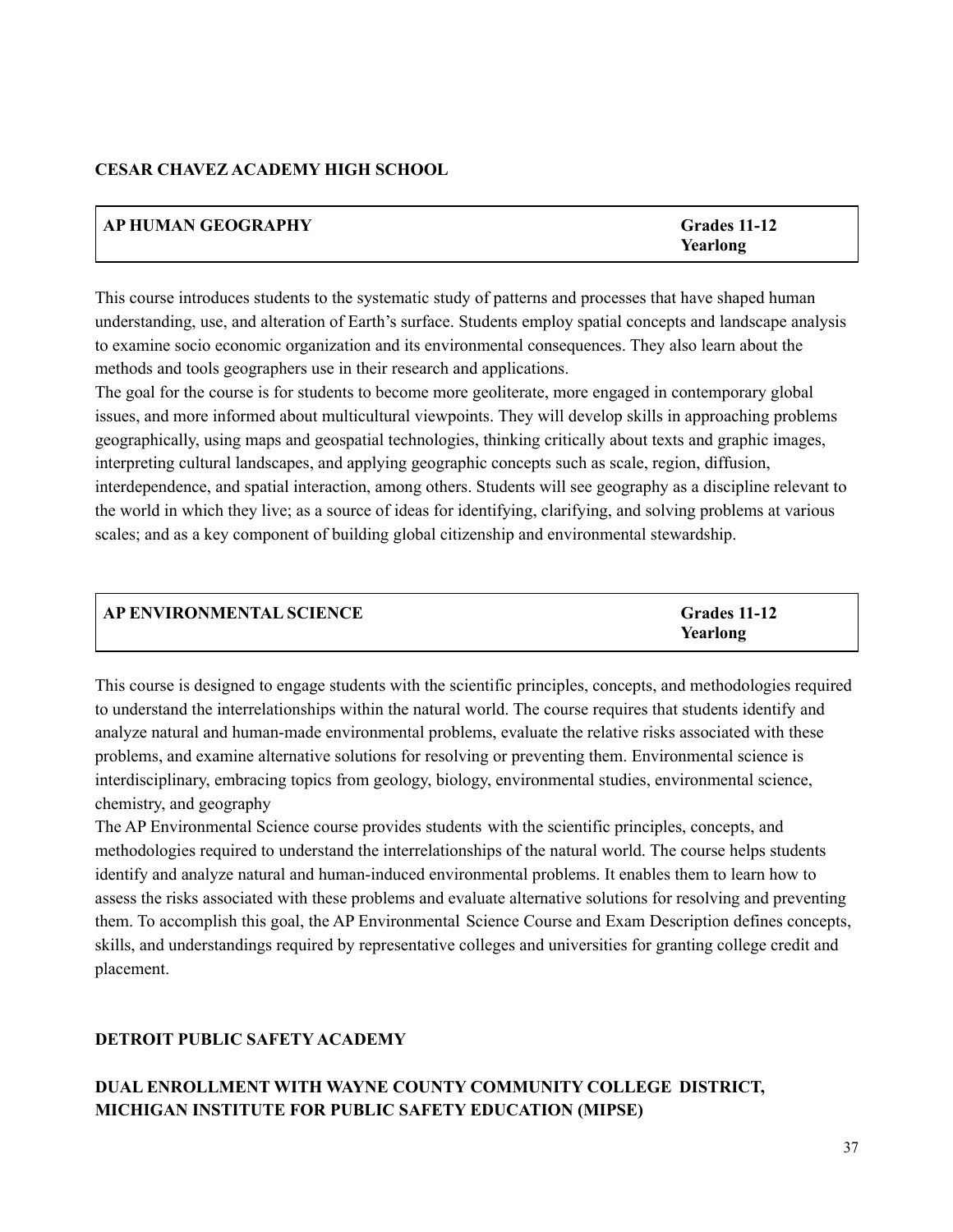**CESAR CHAVEZ ACADEMY HIGH SCHOOL**

| **AP HUMAN GEOGRAPHY** | **Grades 11-12**<br>**Yearlong** |
|---|---|

This course introduces students to the systematic study of patterns and processes that have shaped human understanding, use, and alteration of Earth's surface. Students employ spatial concepts and landscape analysis to examine socio economic organization and its environmental consequences. They also learn about the methods and tools geographers use in their research and applications.

The goal for the course is for students to become more geoliterate, more engaged in contemporary global issues, and more informed about multicultural viewpoints. They will develop skills in approaching problems geographically, using maps and geospatial technologies, thinking critically about texts and graphic images, interpreting cultural landscapes, and applying geographic concepts such as scale, region, diffusion, interdependence, and spatial interaction, among others. Students will see geography as a discipline relevant to the world in which they live; as a source of ideas for identifying, clarifying, and solving problems at various scales; and as a key component of building global citizenship and environmental stewardship.

| **AP ENVIRONMENTAL SCIENCE** | **Grades 11-12**<br>**Yearlong** |
|---|---|

This course is designed to engage students with the scientific principles, concepts, and methodologies required to understand the interrelationships within the natural world. The course requires that students identify and analyze natural and human-made environmental problems, evaluate the relative risks associated with these problems, and examine alternative solutions for resolving or preventing them. Environmental science is interdisciplinary, embracing topics from geology, biology, environmental studies, environmental science, chemistry, and geography

The AP Environmental Science course provides students with the scientific principles, concepts, and methodologies required to understand the interrelationships of the natural world. The course helps students identify and analyze natural and human-induced environmental problems. It enables them to learn how to assess the risks associated with these problems and evaluate alternative solutions for resolving and preventing them. To accomplish this goal, the AP Environmental Science Course and Exam Description defines concepts, skills, and understandings required by representative colleges and universities for granting college credit and placement.

**DETROIT PUBLIC SAFETY ACADEMY**

**DUAL ENROLLMENT WITH WAYNE COUNTY COMMUNITY COLLEGE DISTRICT, MICHIGAN INSTITUTE FOR PUBLIC SAFETY EDUCATION (MIPSE)**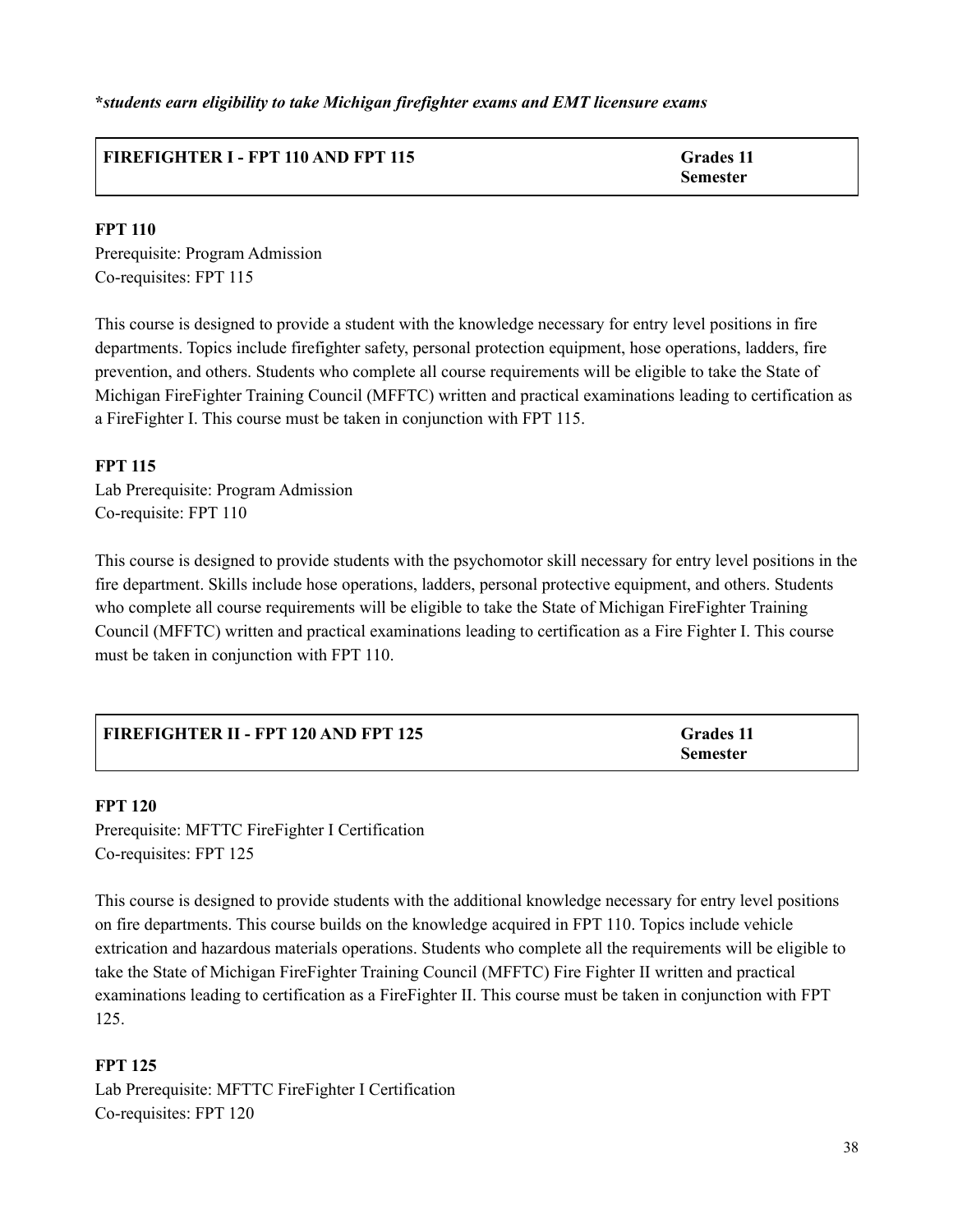***students earn eligibility to take Michigan firefighter exams and EMT licensure exams***

| **FIREFIGHTER I - FPT 110 AND FPT 115** | **Grades 11**<br>**Semester** |
|---|---|

**FPT 110**

Prerequisite: Program Admission
Co-requisites: FPT 115

This course is designed to provide a student with the knowledge necessary for entry level positions in fire departments. Topics include firefighter safety, personal protection equipment, hose operations, ladders, fire prevention, and others. Students who complete all course requirements will be eligible to take the State of Michigan FireFighter Training Council (MFFTC) written and practical examinations leading to certification as a FireFighter I. This course must be taken in conjunction with FPT 115.

**FPT 115**

Lab Prerequisite: Program Admission
Co-requisite: FPT 110

This course is designed to provide students with the psychomotor skill necessary for entry level positions in the fire department. Skills include hose operations, ladders, personal protective equipment, and others. Students who complete all course requirements will be eligible to take the State of Michigan FireFighter Training Council (MFFTC) written and practical examinations leading to certification as a Fire Fighter I. This course must be taken in conjunction with FPT 110.

| **FIREFIGHTER II - FPT 120 AND FPT 125** | **Grades 11**<br>**Semester** |
|---|---|

**FPT 120**

Prerequisite: MFTTC FireFighter I Certification
Co-requisites: FPT 125

This course is designed to provide students with the additional knowledge necessary for entry level positions on fire departments. This course builds on the knowledge acquired in FPT 110. Topics include vehicle extrication and hazardous materials operations. Students who complete all the requirements will be eligible to take the State of Michigan FireFighter Training Council (MFFTC) Fire Fighter II written and practical examinations leading to certification as a FireFighter II. This course must be taken in conjunction with FPT 125.

**FPT 125**

Lab Prerequisite: MFTTC FireFighter I Certification
Co-requisites: FPT 120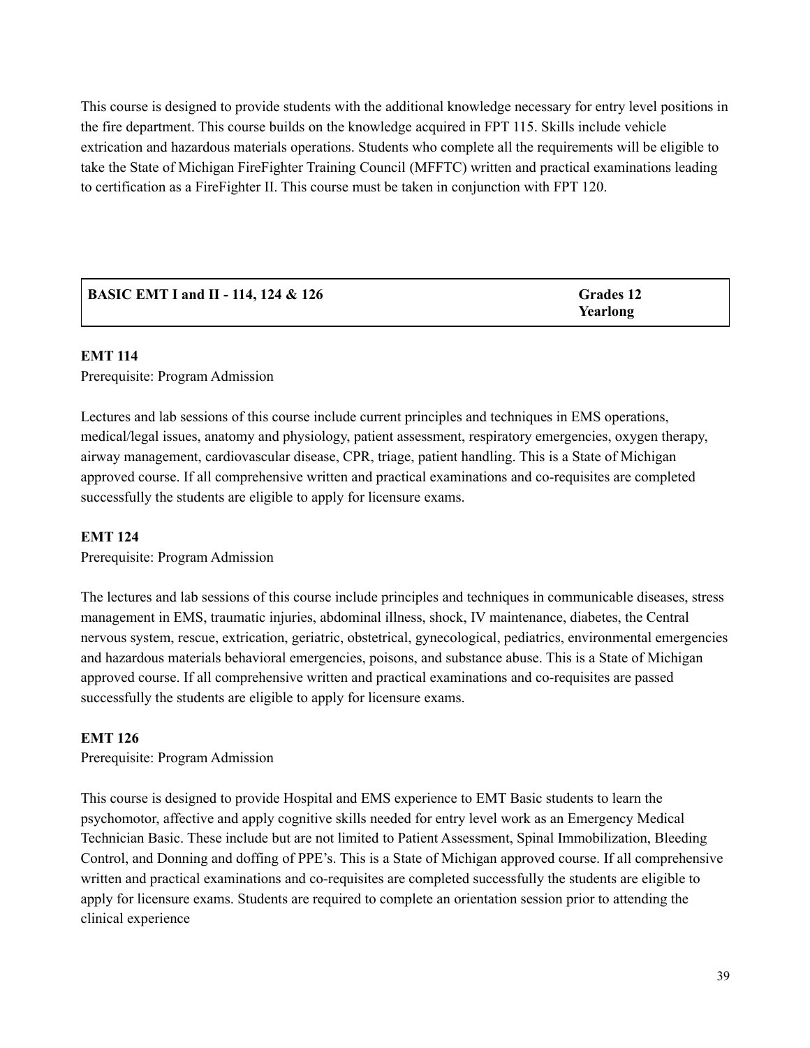This course is designed to provide students with the additional knowledge necessary for entry level positions in the fire department. This course builds on the knowledge acquired in FPT 115. Skills include vehicle extrication and hazardous materials operations. Students who complete all the requirements will be eligible to take the State of Michigan FireFighter Training Council (MFFTC) written and practical examinations leading to certification as a FireFighter II. This course must be taken in conjunction with FPT 120.

| **BASIC EMT I and II - 114, 124 & 126** | **Grades 12**<br>**Yearlong** |
|---|---|

**EMT 114**

Prerequisite: Program Admission

Lectures and lab sessions of this course include current principles and techniques in EMS operations, medical/legal issues, anatomy and physiology, patient assessment, respiratory emergencies, oxygen therapy, airway management, cardiovascular disease, CPR, triage, patient handling. This is a State of Michigan approved course. If all comprehensive written and practical examinations and co-requisites are completed successfully the students are eligible to apply for licensure exams.

**EMT 124**

Prerequisite: Program Admission

The lectures and lab sessions of this course include principles and techniques in communicable diseases, stress management in EMS, traumatic injuries, abdominal illness, shock, IV maintenance, diabetes, the Central nervous system, rescue, extrication, geriatric, obstetrical, gynecological, pediatrics, environmental emergencies and hazardous materials behavioral emergencies, poisons, and substance abuse. This is a State of Michigan approved course. If all comprehensive written and practical examinations and co-requisites are passed successfully the students are eligible to apply for licensure exams.

**EMT 126**

Prerequisite: Program Admission

This course is designed to provide Hospital and EMS experience to EMT Basic students to learn the psychomotor, affective and apply cognitive skills needed for entry level work as an Emergency Medical Technician Basic. These include but are not limited to Patient Assessment, Spinal Immobilization, Bleeding Control, and Donning and doffing of PPE's. This is a State of Michigan approved course. If all comprehensive written and practical examinations and co-requisites are completed successfully the students are eligible to apply for licensure exams. Students are required to complete an orientation session prior to attending the clinical experience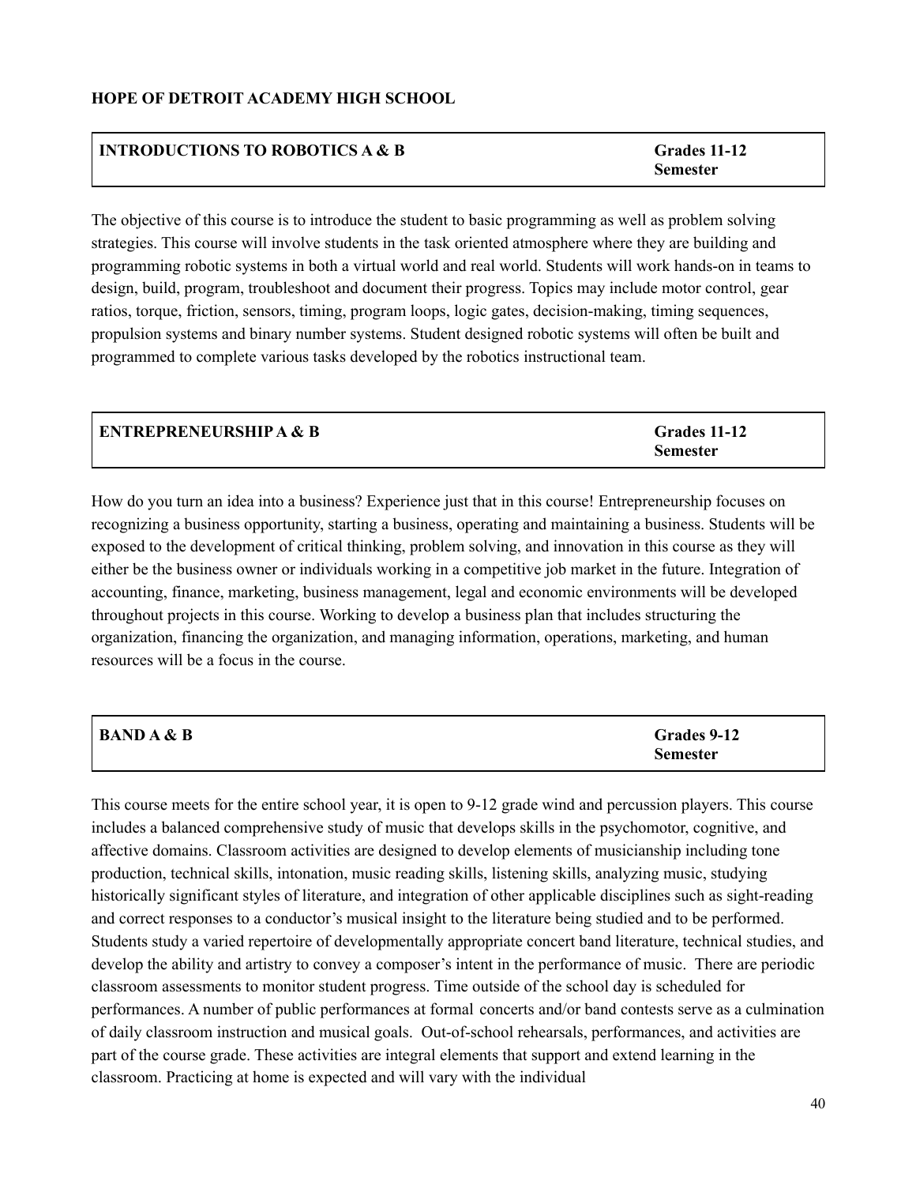**HOPE OF DETROIT ACADEMY HIGH SCHOOL**

| **INTRODUCTIONS TO ROBOTICS A & B** | **Grades 11-12**<br>**Semester** |
| --- | --- |

The objective of this course is to introduce the student to basic programming as well as problem solving strategies. This course will involve students in the task oriented atmosphere where they are building and programming robotic systems in both a virtual world and real world. Students will work hands-on in teams to design, build, program, troubleshoot and document their progress. Topics may include motor control, gear ratios, torque, friction, sensors, timing, program loops, logic gates, decision-making, timing sequences, propulsion systems and binary number systems. Student designed robotic systems will often be built and programmed to complete various tasks developed by the robotics instructional team.

| **ENTREPRENEURSHIP A & B** | **Grades 11-12**<br>**Semester** |
| --- | --- |

How do you turn an idea into a business? Experience just that in this course! Entrepreneurship focuses on recognizing a business opportunity, starting a business, operating and maintaining a business. Students will be exposed to the development of critical thinking, problem solving, and innovation in this course as they will either be the business owner or individuals working in a competitive job market in the future. Integration of accounting, finance, marketing, business management, legal and economic environments will be developed throughout projects in this course. Working to develop a business plan that includes structuring the organization, financing the organization, and managing information, operations, marketing, and human resources will be a focus in the course.

| **BAND A & B** | **Grades 9-12**<br>**Semester** |
| --- | --- |

This course meets for the entire school year, it is open to 9-12 grade wind and percussion players. This course includes a balanced comprehensive study of music that develops skills in the psychomotor, cognitive, and affective domains. Classroom activities are designed to develop elements of musicianship including tone production, technical skills, intonation, music reading skills, listening skills, analyzing music, studying historically significant styles of literature, and integration of other applicable disciplines such as sight-reading and correct responses to a conductor's musical insight to the literature being studied and to be performed. Students study a varied repertoire of developmentally appropriate concert band literature, technical studies, and develop the ability and artistry to convey a composer's intent in the performance of music. There are periodic classroom assessments to monitor student progress. Time outside of the school day is scheduled for performances. A number of public performances at formal concerts and/or band contests serve as a culmination of daily classroom instruction and musical goals. Out-of-school rehearsals, performances, and activities are part of the course grade. These activities are integral elements that support and extend learning in the classroom. Practicing at home is expected and will vary with the individual